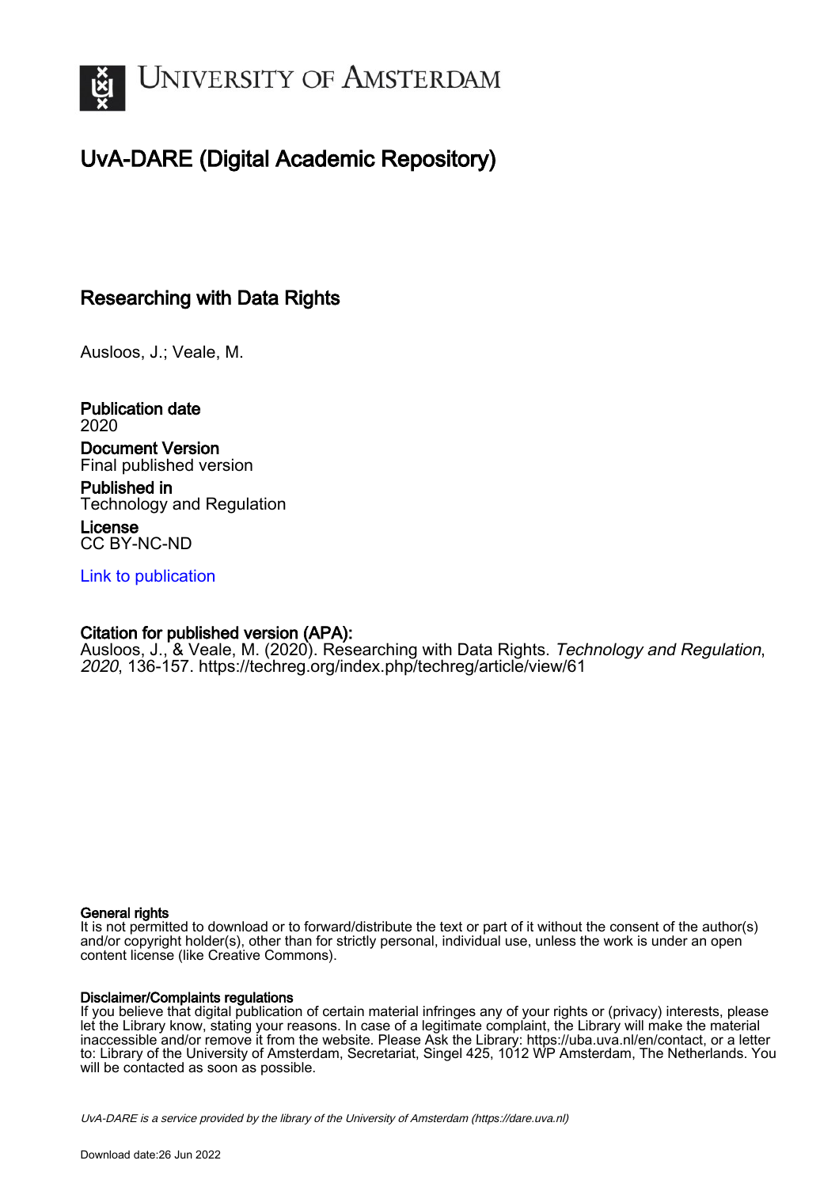# University of Amsterdam

## UvA-DARE (Digital Academic Repository)

### Researching with Data Rights

Ausloos, J.; Veale, M.

**Publication date**
2020

**Document Version**
Final published version

**Published in**
Technology and Regulation

**License**
CC BY-NC-ND

[Link to publication](https://dare.uva.nl)

**Citation for published version (APA):**
Ausloos, J., & Veale, M. (2020). Researching with Data Rights. *Technology and Regulation*, *2020*, 136-157. https://techreg.org/index.php/techreg/article/view/61

**General rights**
It is not permitted to download or to forward/distribute the text or part of it without the consent of the author(s) and/or copyright holder(s), other than for strictly personal, individual use, unless the work is under an open content license (like Creative Commons).

**Disclaimer/Complaints regulations**
If you believe that digital publication of certain material infringes any of your rights or (privacy) interests, please let the Library know, stating your reasons. In case of a legitimate complaint, the Library will make the material inaccessible and/or remove it from the website. Please Ask the Library: https://uba.uva.nl/en/contact, or a letter to: Library of the University of Amsterdam, Secretariat, Singel 425, 1012 WP Amsterdam, The Netherlands. You will be contacted as soon as possible.

*UvA-DARE is a service provided by the library of the University of Amsterdam (https://dare.uva.nl)*

Download date:26 Jun 2022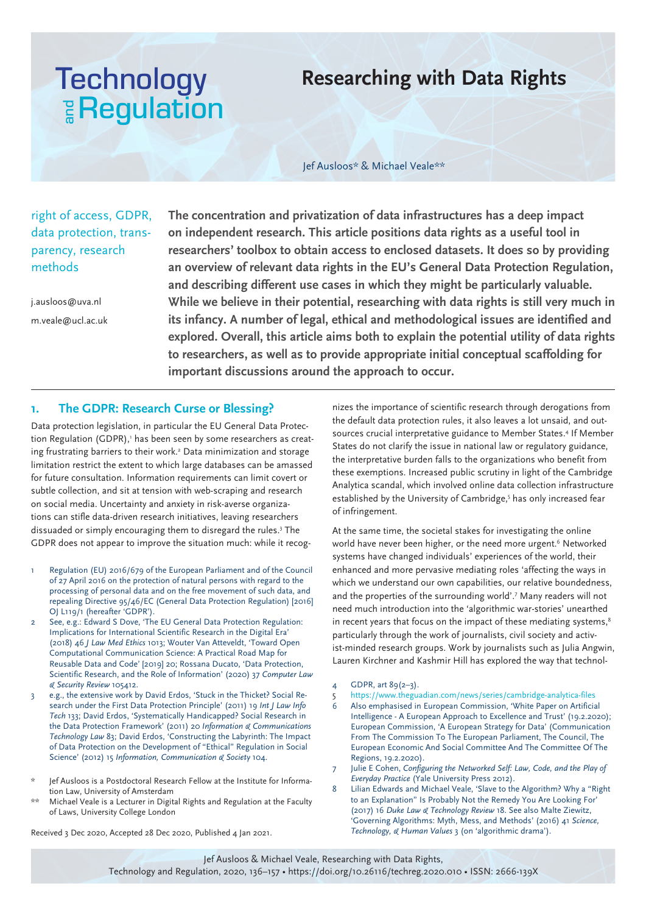# Researching with Data Rights

Jef Ausloos* & Michael Veale**

right of access, GDPR, data protection, transparency, research methods

j.ausloos@uva.nl

m.veale@ucl.ac.uk

**The concentration and privatization of data infrastructures has a deep impact on independent research. This article positions data rights as a useful tool in researchers' toolbox to obtain access to enclosed datasets. It does so by providing an overview of relevant data rights in the EU's General Data Protection Regulation, and describing different use cases in which they might be particularly valuable. While we believe in their potential, researching with data rights is still very much in its infancy. A number of legal, ethical and methodological issues are identified and explored. Overall, this article aims both to explain the potential utility of data rights to researchers, as well as to provide appropriate initial conceptual scaffolding for important discussions around the approach to occur.**

## 1. The GDPR: Research Curse or Blessing?

Data protection legislation, in particular the EU General Data Protection Regulation (GDPR),[1] has been seen by some researchers as creating frustrating barriers to their work.[2] Data minimization and storage limitation restrict the extent to which large databases can be amassed for future consultation. Information requirements can limit covert or subtle collection, and sit at tension with web-scraping and research on social media. Uncertainty and anxiety in risk-averse organizations can stifle data-driven research initiatives, leaving researchers dissuaded or simply encouraging them to disregard the rules.[3] The GDPR does not appear to improve the situation much: while it recognizes the importance of scientific research through derogations from the default data protection rules, it also leaves a lot unsaid, and outsources crucial interpretative guidance to Member States.[4] If Member States do not clarify the issue in national law or regulatory guidance, the interpretative burden falls to the organizations who benefit from these exemptions. Increased public scrutiny in light of the Cambridge Analytica scandal, which involved online data collection infrastructure established by the University of Cambridge,[5] has only increased fear of infringement.

At the same time, the societal stakes for investigating the online world have never been higher, or the need more urgent.[6] Networked systems have changed individuals' experiences of the world, their enhanced and more pervasive mediating roles 'affecting the ways in which we understand our own capabilities, our relative boundedness, and the properties of the surrounding world'.[7] Many readers will not need much introduction into the 'algorithmic war-stories' unearthed in recent years that focus on the impact of these mediating systems,[8] particularly through the work of journalists, civil society and activist-minded research groups. Work by journalists such as Julia Angwin, Lauren Kirchner and Kashmir Hill has explored the way that technol-

1. Regulation (EU) 2016/679 of the European Parliament and of the Council of 27 April 2016 on the protection of natural persons with regard to the processing of personal data and on the free movement of such data, and repealing Directive 95/46/EC (General Data Protection Regulation) [2016] OJ L119/1 (hereafter 'GDPR').
2. See, e.g.: Edward S Dove, 'The EU General Data Protection Regulation: Implications for International Scientific Research in the Digital Era' (2018) 46 *J Law Med Ethics* 1013; Wouter Van Atteveldt, 'Toward Open Computational Communication Science: A Practical Road Map for Reusable Data and Code' [2019] 20; Rossana Ducato, 'Data Protection, Scientific Research, and the Role of Information' (2020) 37 *Computer Law & Security Review* 105412.
3. e.g., the extensive work by David Erdos, 'Stuck in the Thicket? Social Research under the First Data Protection Principle' (2011) 19 *Int J Law Info Tech* 133; David Erdos, 'Systematically Handicapped? Social Research in the Data Protection Framework' (2011) 20 *Information & Communications Technology Law* 83; David Erdos, 'Constructing the Labyrinth: The Impact of Data Protection on the Development of "Ethical" Regulation in Social Science' (2012) 15 *Information, Communication & Society* 104.
4. GDPR, art 89(2–3).
5. https://www.theguadian.com/news/series/cambridge-analytica-files
6. Also emphasised in European Commission, 'White Paper on Artificial Intelligence - A European Approach to Excellence and Trust' (19.2.2020); European Commission, 'A European Strategy for Data' (Communication From The Commission To The European Parliament, The Council, The European Economic And Social Committee And The Committee Of The Regions, 19.2.2020).
7. Julie E Cohen, *Configuring the Networked Self: Law, Code, and the Play of Everyday Practice* (Yale University Press 2012).
8. Lilian Edwards and Michael Veale, 'Slave to the Algorithm? Why a "Right to an Explanation" Is Probably Not the Remedy You Are Looking For' (2017) 16 *Duke Law & Technology Review* 18. See also Malte Ziewitz, 'Governing Algorithms: Myth, Mess, and Methods' (2016) 41 *Science, Technology, & Human Values* 3 (on 'algorithmic drama').

\* Jef Ausloos is a Postdoctoral Research Fellow at the Institute for Information Law, University of Amsterdam

\*\* Michael Veale is a Lecturer in Digital Rights and Regulation at the Faculty of Laws, University College London

Received 3 Dec 2020, Accepted 28 Dec 2020, Published 4 Jan 2021.

Jef Ausloos & Michael Veale, Researching with Data Rights, Technology and Regulation, 2020, 136–157 • https://doi.org/10.26116/techreg.2020.010 • ISSN: 2666-139X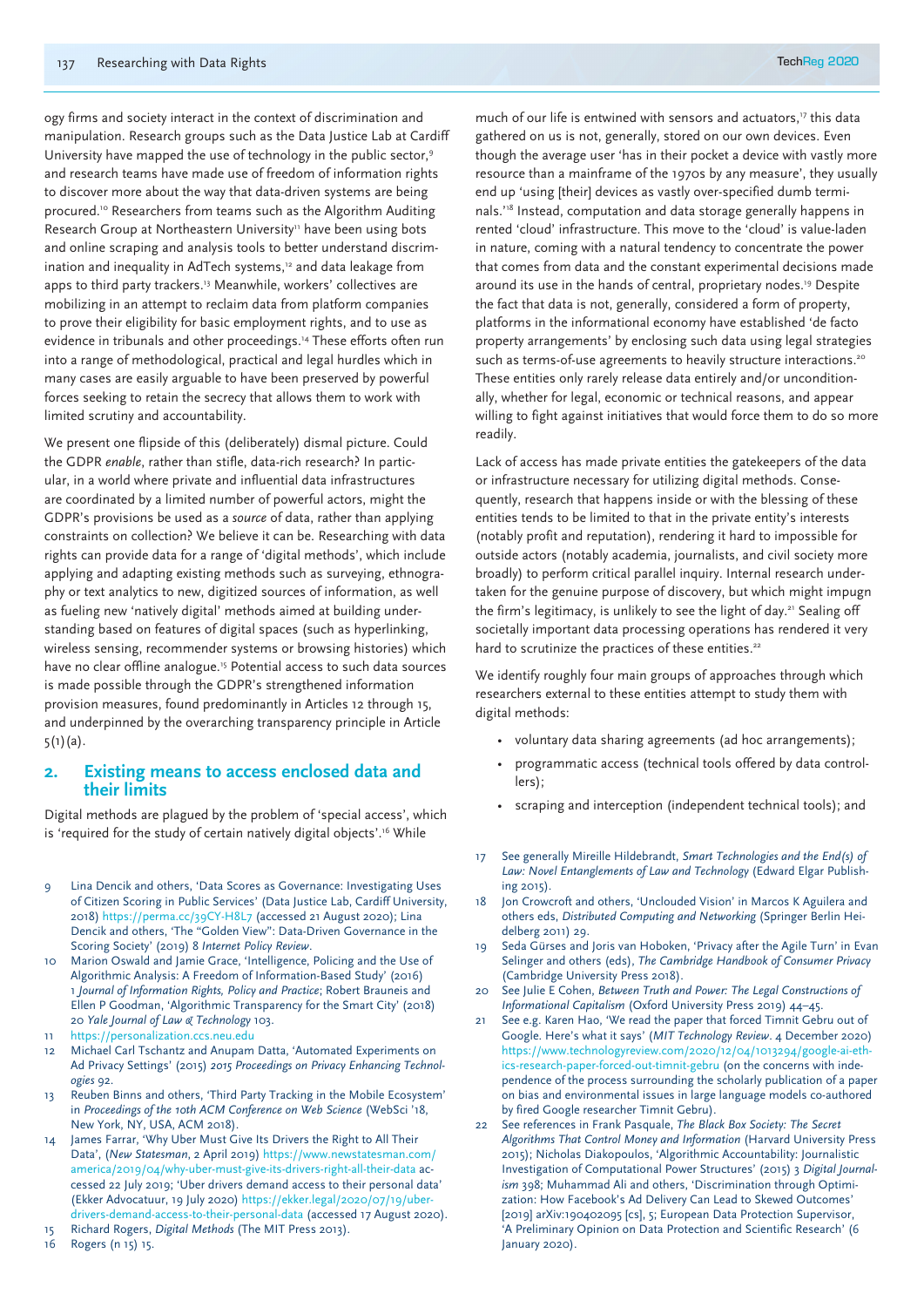ogy firms and society interact in the context of discrimination and manipulation. Research groups such as the Data Justice Lab at Cardiff University have mapped the use of technology in the public sector,[9] and research teams have made use of freedom of information rights to discover more about the way that data-driven systems are being procured.[10] Researchers from teams such as the Algorithm Auditing Research Group at Northeastern University[11] have been using bots and online scraping and analysis tools to better understand discrimination and inequality in AdTech systems,[12] and data leakage from apps to third party trackers.[13] Meanwhile, workers' collectives are mobilizing in an attempt to reclaim data from platform companies to prove their eligibility for basic employment rights, and to use as evidence in tribunals and other proceedings.[14] These efforts often run into a range of methodological, practical and legal hurdles which in many cases are easily arguable to have been preserved by powerful forces seeking to retain the secrecy that allows them to work with limited scrutiny and accountability.

We present one flipside of this (deliberately) dismal picture. Could the GDPR *enable*, rather than stifle, data-rich research? In particular, in a world where private and influential data infrastructures are coordinated by a limited number of powerful actors, might the GDPR's provisions be used as a *source* of data, rather than applying constraints on collection? We believe it can be. Researching with data rights can provide data for a range of 'digital methods', which include applying and adapting existing methods such as surveying, ethnography or text analytics to new, digitized sources of information, as well as fueling new 'natively digital' methods aimed at building understanding based on features of digital spaces (such as hyperlinking, wireless sensing, recommender systems or browsing histories) which have no clear offline analogue.[15] Potential access to such data sources is made possible through the GDPR's strengthened information provision measures, found predominantly in Articles 12 through 15, and underpinned by the overarching transparency principle in Article 5(1)(a).

## 2. Existing means to access enclosed data and their limits

Digital methods are plagued by the problem of 'special access', which is 'required for the study of certain natively digital objects'.[16] While much of our life is entwined with sensors and actuators,[17] this data gathered on us is not, generally, stored on our own devices. Even though the average user 'has in their pocket a device with vastly more resource than a mainframe of the 1970s by any measure', they usually end up 'using [their] devices as vastly over-specified dumb terminals.'[18] Instead, computation and data storage generally happens in rented 'cloud' infrastructure. This move to the 'cloud' is value-laden in nature, coming with a natural tendency to concentrate the power that comes from data and the constant experimental decisions made around its use in the hands of central, proprietary nodes.[19] Despite the fact that data is not, generally, considered a form of property, platforms in the informational economy have established 'de facto property arrangements' by enclosing such data using legal strategies such as terms-of-use agreements to heavily structure interactions.[20] These entities only rarely release data entirely and/or unconditionally, whether for legal, economic or technical reasons, and appear willing to fight against initiatives that would force them to do so more readily.

Lack of access has made private entities the gatekeepers of the data or infrastructure necessary for utilizing digital methods. Consequently, research that happens inside or with the blessing of these entities tends to be limited to that in the private entity's interests (notably profit and reputation), rendering it hard to impossible for outside actors (notably academia, journalists, and civil society more broadly) to perform critical parallel inquiry. Internal research undertaken for the genuine purpose of discovery, but which might impugn the firm's legitimacy, is unlikely to see the light of day.[21] Sealing off societally important data processing operations has rendered it very hard to scrutinize the practices of these entities.[22]

We identify roughly four main groups of approaches through which researchers external to these entities attempt to study them with digital methods:

- voluntary data sharing agreements (ad hoc arrangements);
- programmatic access (technical tools offered by data controllers);
- scraping and interception (independent technical tools); and

---

9 Lina Dencik and others, 'Data Scores as Governance: Investigating Uses of Citizen Scoring in Public Services' (Data Justice Lab, Cardiff University, 2018) https://perma.cc/39CY-H8L7 (accessed 21 August 2020); Lina Dencik and others, 'The "Golden View": Data-Driven Governance in the Scoring Society' (2019) 8 *Internet Policy Review*.

10 Marion Oswald and Jamie Grace, 'Intelligence, Policing and the Use of Algorithmic Analysis: A Freedom of Information-Based Study' (2016) 1 *Journal of Information Rights, Policy and Practice*; Robert Brauneis and Ellen P Goodman, 'Algorithmic Transparency for the Smart City' (2018) 20 *Yale Journal of Law & Technology* 103.

11 https://personalization.ccs.neu.edu

12 Michael Carl Tschantz and Anupam Datta, 'Automated Experiments on Ad Privacy Settings' (2015) *2015 Proceedings on Privacy Enhancing Technologies* 92.

13 Reuben Binns and others, 'Third Party Tracking in the Mobile Ecosystem' in *Proceedings of the 10th ACM Conference on Web Science* (WebSci '18, New York, NY, USA, ACM 2018).

14 James Farrar, 'Why Uber Must Give Its Drivers the Right to All Their Data', (*New Statesman*, 2 April 2019) https://www.newstatesman.com/america/2019/04/why-uber-must-give-its-drivers-right-all-their-data accessed 22 July 2019; 'Uber drivers demand access to their personal data' (Ekker Advocatuur, 19 July 2020) https://ekker.legal/2020/07/19/uber-drivers-demand-access-to-their-personal-data (accessed 17 August 2020).

15 Richard Rogers, *Digital Methods* (The MIT Press 2013).

16 Rogers (n 15) 15.

17 See generally Mireille Hildebrandt, *Smart Technologies and the End(s) of Law: Novel Entanglements of Law and Technology* (Edward Elgar Publishing 2015).

18 Jon Crowcroft and others, 'Unclouded Vision' in Marcos K Aguilera and others eds, *Distributed Computing and Networking* (Springer Berlin Heidelberg 2011) 29.

19 Seda Gürses and Joris van Hoboken, 'Privacy after the Agile Turn' in Evan Selinger and others (eds), *The Cambridge Handbook of Consumer Privacy* (Cambridge University Press 2018).

20 See Julie E Cohen, *Between Truth and Power: The Legal Constructions of Informational Capitalism* (Oxford University Press 2019) 44–45.

21 See e.g. Karen Hao, 'We read the paper that forced Timnit Gebru out of Google. Here's what it says' (*MIT Technology Review*. 4 December 2020) https://www.technologyreview.com/2020/12/04/1013294/google-ai-ethics-research-paper-forced-out-timnit-gebru (on the concerns with independence of the process surrounding the scholarly publication of a paper on bias and environmental issues in large language models co-authored by fired Google researcher Timnit Gebru).

22 See references in Frank Pasquale, *The Black Box Society: The Secret Algorithms That Control Money and Information* (Harvard University Press 2015); Nicholas Diakopoulos, 'Algorithmic Accountability: Journalistic Investigation of Computational Power Structures' (2015) 3 *Digital Journalism* 398; Muhammad Ali and others, 'Discrimination through Optimization: How Facebook's Ad Delivery Can Lead to Skewed Outcomes' [2019] arXiv:190402095 [cs], 5; European Data Protection Supervisor, 'A Preliminary Opinion on Data Protection and Scientific Research' (6 January 2020).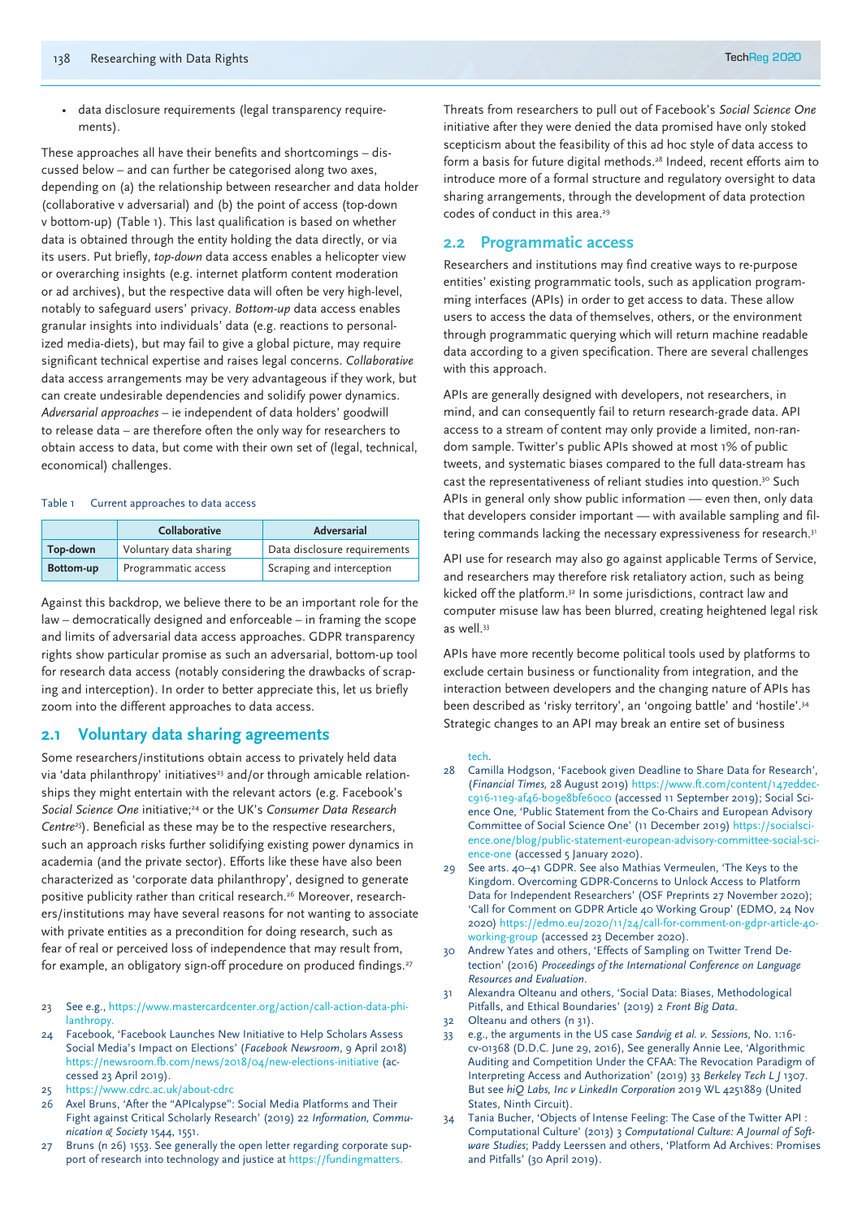- data disclosure requirements (legal transparency requirements).

These approaches all have their benefits and shortcomings – discussed below – and can further be categorised along two axes, depending on (a) the relationship between researcher and data holder (collaborative v adversarial) and (b) the point of access (top-down v bottom-up) (Table 1). This last qualification is based on whether data is obtained through the entity holding the data directly, or via its users. Put briefly, *top-down* data access enables a helicopter view or overarching insights (e.g. internet platform content moderation or ad archives), but the respective data will often be very high-level, notably to safeguard users' privacy. *Bottom-up* data access enables granular insights into individuals' data (e.g. reactions to personalized media-diets), but may fail to give a global picture, may require significant technical expertise and raises legal concerns. *Collaborative* data access arrangements may be very advantageous if they work, but can create undesirable dependencies and solidify power dynamics. *Adversarial approaches* – ie independent of data holders' goodwill to release data – are therefore often the only way for researchers to obtain access to data, but come with their own set of (legal, technical, economical) challenges.

Table 1 Current approaches to data access

| | Collaborative | Adversarial |
|---|---|---|
| **Top-down** | Voluntary data sharing | Data disclosure requirements |
| **Bottom-up** | Programmatic access | Scraping and interception |

Against this backdrop, we believe there to be an important role for the law – democratically designed and enforceable – in framing the scope and limits of adversarial data access approaches. GDPR transparency rights show particular promise as such an adversarial, bottom-up tool for research data access (notably considering the drawbacks of scraping and interception). In order to better appreciate this, let us briefly zoom into the different approaches to data access.

## 2.1 Voluntary data sharing agreements

Some researchers/institutions obtain access to privately held data via 'data philanthropy' initiatives[23] and/or through amicable relationships they might entertain with the relevant actors (e.g. Facebook's *Social Science One* initiative;[24] or the UK's *Consumer Data Research Centre*[25]). Beneficial as these may be to the respective researchers, such an approach risks further solidifying existing power dynamics in academia (and the private sector). Efforts like these have also been characterized as 'corporate data philanthropy', designed to generate positive publicity rather than critical research.[26] Moreover, researchers/institutions may have several reasons for not wanting to associate with private entities as a precondition for doing research, such as fear of real or perceived loss of independence that may result from, for example, an obligatory sign-off procedure on produced findings.[27]

Threats from researchers to pull out of Facebook's *Social Science One* initiative after they were denied the data promised have only stoked scepticism about the feasibility of this ad hoc style of data access to form a basis for future digital methods.[28] Indeed, recent efforts aim to introduce more of a formal structure and regulatory oversight to data sharing arrangements, through the development of data protection codes of conduct in this area.[29]

## 2.2 Programmatic access

Researchers and institutions may find creative ways to re-purpose entities' existing programmatic tools, such as application programming interfaces (APIs) in order to get access to data. These allow users to access the data of themselves, others, or the environment through programmatic querying which will return machine readable data according to a given specification. There are several challenges with this approach.

APIs are generally designed with developers, not researchers, in mind, and can consequently fail to return research-grade data. API access to a stream of content may only provide a limited, non-random sample. Twitter's public APIs showed at most 1% of public tweets, and systematic biases compared to the full data-stream has cast the representativeness of reliant studies into question.[30] Such APIs in general only show public information — even then, only data that developers consider important — with available sampling and filtering commands lacking the necessary expressiveness for research.[31]

API use for research may also go against applicable Terms of Service, and researchers may therefore risk retaliatory action, such as being kicked off the platform.[32] In some jurisdictions, contract law and computer misuse law has been blurred, creating heightened legal risk as well.[33]

APIs have more recently become political tools used by platforms to exclude certain business or functionality from integration, and the interaction between developers and the changing nature of APIs has been described as 'risky territory', an 'ongoing battle' and 'hostile'.[34] Strategic changes to an API may break an entire set of business

23 See e.g., https://www.mastercardcenter.org/action/call-action-data-philanthropy.

24 Facebook, 'Facebook Launches New Initiative to Help Scholars Assess Social Media's Impact on Elections' (*Facebook Newsroom*, 9 April 2018) https://newsroom.fb.com/news/2018/04/new-elections-initiative (accessed 23 April 2019).

25 https://www.cdrc.ac.uk/about-cdrc

26 Axel Bruns, 'After the "APIcalypse": Social Media Platforms and Their Fight against Critical Scholarly Research' (2019) 22 *Information, Communication & Society* 1544, 1551.

27 Bruns (n 26) 1553. See generally the open letter regarding corporate support of research into technology and justice at https://fundingmatters.tech.

28 Camilla Hodgson, 'Facebook given Deadline to Share Data for Research', (*Financial Times*, 28 August 2019) https://www.ft.com/content/147eddec-c916-11e9-af46-b09e8bfe60c0 (accessed 11 September 2019); Social Science One, 'Public Statement from the Co-Chairs and European Advisory Committee of Social Science One' (11 December 2019) https://socialscience.one/blog/public-statement-european-advisory-committee-social-science-one (accessed 5 January 2020).

29 See arts. 40–41 GDPR. See also Mathias Vermeulen, 'The Keys to the Kingdom. Overcoming GDPR-Concerns to Unlock Access to Platform Data for Independent Researchers' (OSF Preprints 27 November 2020); 'Call for Comment on GDPR Article 40 Working Group' (EDMO, 24 Nov 2020) https://edmo.eu/2020/11/24/call-for-comment-on-gdpr-article-40-working-group (accessed 23 December 2020).

30 Andrew Yates and others, 'Effects of Sampling on Twitter Trend Detection' (2016) *Proceedings of the International Conference on Language Resources and Evaluation*.

31 Alexandra Olteanu and others, 'Social Data: Biases, Methodological Pitfalls, and Ethical Boundaries' (2019) 2 *Front Big Data*.

32 Olteanu and others (n 31).

33 e.g., the arguments in the US case *Sandvig et al. v. Sessions*, No. 1:16-cv-01368 (D.D.C. June 29, 2016), See generally Annie Lee, 'Algorithmic Auditing and Competition Under the CFAA: The Revocation Paradigm of Interpreting Access and Authorization' (2019) 33 *Berkeley Tech L J* 1307. But see *hiQ Labs, Inc v LinkedIn Corporation* 2019 WL 4251889 (United States, Ninth Circuit).

34 Tania Bucher, 'Objects of Intense Feeling: The Case of the Twitter API : Computational Culture' (2013) 3 *Computational Culture: A Journal of Software Studies*; Paddy Leerssen and others, 'Platform Ad Archives: Promises and Pitfalls' (30 April 2019).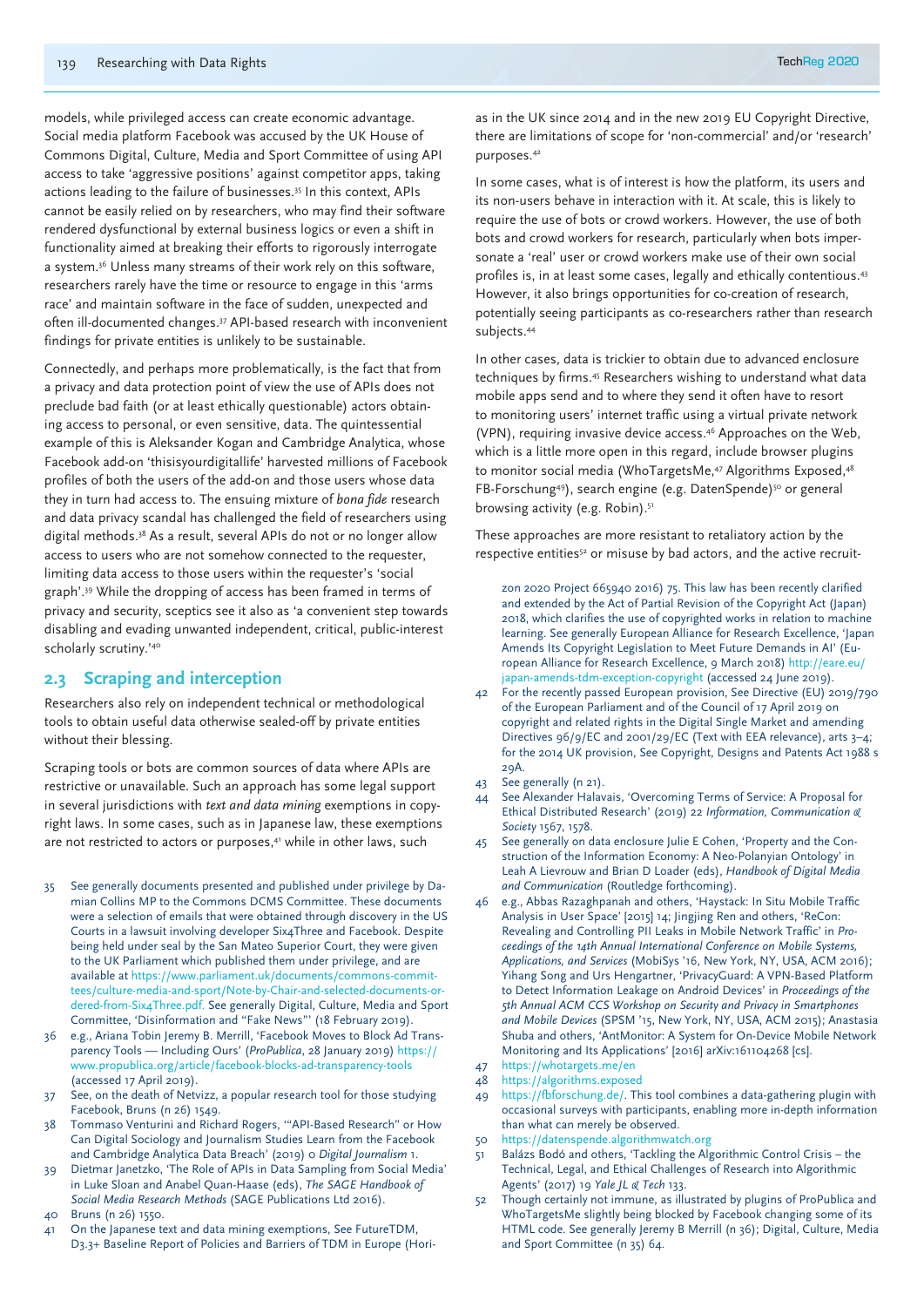models, while privileged access can create economic advantage. Social media platform Facebook was accused by the UK House of Commons Digital, Culture, Media and Sport Committee of using API access to take 'aggressive positions' against competitor apps, taking actions leading to the failure of businesses.[35] In this context, APIs cannot be easily relied on by researchers, who may find their software rendered dysfunctional by external business logics or even a shift in functionality aimed at breaking their efforts to rigorously interrogate a system.[36] Unless many streams of their work rely on this software, researchers rarely have the time or resource to engage in this 'arms race' and maintain software in the face of sudden, unexpected and often ill-documented changes.[37] API-based research with inconvenient findings for private entities is unlikely to be sustainable.

Connectedly, and perhaps more problematically, is the fact that from a privacy and data protection point of view the use of APIs does not preclude bad faith (or at least ethically questionable) actors obtaining access to personal, or even sensitive, data. The quintessential example of this is Aleksander Kogan and Cambridge Analytica, whose Facebook add-on 'thisisyourdigitallife' harvested millions of Facebook profiles of both the users of the add-on and those users whose data they in turn had access to. The ensuing mixture of *bona fide* research and data privacy scandal has challenged the field of researchers using digital methods.[38] As a result, several APIs do not or no longer allow access to users who are not somehow connected to the requester, limiting data access to those users within the requester's 'social graph'.[39] While the dropping of access has been framed in terms of privacy and security, sceptics see it also as 'a convenient step towards disabling and evading unwanted independent, critical, public-interest scholarly scrutiny.'[40]

## 2.3 Scraping and interception

Researchers also rely on independent technical or methodological tools to obtain useful data otherwise sealed-off by private entities without their blessing.

Scraping tools or bots are common sources of data where APIs are restrictive or unavailable. Such an approach has some legal support in several jurisdictions with *text and data mining* exemptions in copyright laws. In some cases, such as in Japanese law, these exemptions are not restricted to actors or purposes,[41] while in other laws, such as in the UK since 2014 and in the new 2019 EU Copyright Directive, there are limitations of scope for 'non-commercial' and/or 'research' purposes.[42]

In some cases, what is of interest is how the platform, its users and its non-users behave in interaction with it. At scale, this is likely to require the use of bots or crowd workers. However, the use of both bots and crowd workers for research, particularly when bots impersonate a 'real' user or crowd workers make use of their own social profiles is, in at least some cases, legally and ethically contentious.[43] However, it also brings opportunities for co-creation of research, potentially seeing participants as co-researchers rather than research subjects.[44]

In other cases, data is trickier to obtain due to advanced enclosure techniques by firms.[45] Researchers wishing to understand what data mobile apps send and to where they send it often have to resort to monitoring users' internet traffic using a virtual private network (VPN), requiring invasive device access.[46] Approaches on the Web, which is a little more open in this regard, include browser plugins to monitor social media (WhoTargetsMe,[47] Algorithms Exposed,[48] FB-Forschung[49]), search engine (e.g. DatenSpende)[50] or general browsing activity (e.g. Robin).[51]

These approaches are more resistant to retaliatory action by the respective entities[52] or misuse by bad actors, and the active recruit-

---

35 See generally documents presented and published under privilege by Damian Collins MP to the Commons DCMS Committee. These documents were a selection of emails that were obtained through discovery in the US Courts in a lawsuit involving developer Six4Three and Facebook. Despite being held under seal by the San Mateo Superior Court, they were given to the UK Parliament which published them under privilege, and are available at https://www.parliament.uk/documents/commons-committees/culture-media-and-sport/Note-by-Chair-and-selected-documents-ordered-from-Six4Three.pdf. See generally Digital, Culture, Media and Sport Committee, 'Disinformation and "Fake News"' (18 February 2019).

36 e.g., Ariana Tobin Jeremy B. Merrill, 'Facebook Moves to Block Ad Transparency Tools — Including Ours' (*ProPublica*, 28 January 2019) https://www.propublica.org/article/facebook-blocks-ad-transparency-tools (accessed 17 April 2019).

37 See, on the death of Netvizz, a popular research tool for those studying Facebook, Bruns (n 26) 1549.

38 Tommaso Venturini and Richard Rogers, '"API-Based Research" or How Can Digital Sociology and Journalism Studies Learn from the Facebook and Cambridge Analytica Data Breach' (2019) 0 *Digital Journalism* 1.

39 Dietmar Janetzko, 'The Role of APIs in Data Sampling from Social Media' in Luke Sloan and Anabel Quan-Haase (eds), *The SAGE Handbook of Social Media Research Methods* (SAGE Publications Ltd 2016).

40 Bruns (n 26) 1550.

41 On the Japanese text and data mining exemptions, See FutureTDM, D3.3+ Baseline Report of Policies and Barriers of TDM in Europe (Horizon 2020 Project 665940 2016) 75. This law has been recently clarified and extended by the Act of Partial Revision of the Copyright Act (Japan) 2018, which clarifies the use of copyrighted works in relation to machine learning. See generally European Alliance for Research Excellence, 'Japan Amends Its Copyright Legislation to Meet Future Demands in AI' (European Alliance for Research Excellence, 9 March 2018) http://eare.eu/japan-amends-tdm-exception-copyright (accessed 24 June 2019).

42 For the recently passed European provision, See Directive (EU) 2019/790 of the European Parliament and of the Council of 17 April 2019 on copyright and related rights in the Digital Single Market and amending Directives 96/9/EC and 2001/29/EC (Text with EEA relevance), arts 3–4; for the 2014 UK provision, See Copyright, Designs and Patents Act 1988 s 29A.

43 See generally (n 21).

44 See Alexander Halavais, 'Overcoming Terms of Service: A Proposal for Ethical Distributed Research' (2019) 22 *Information, Communication & Society* 1567, 1578.

45 See generally on data enclosure Julie E Cohen, 'Property and the Construction of the Information Economy: A Neo-Polanyian Ontology' in Leah A Lievrouw and Brian D Loader (eds), *Handbook of Digital Media and Communication* (Routledge forthcoming).

46 e.g., Abbas Razaghpanah and others, 'Haystack: In Situ Mobile Traffic Analysis in User Space' [2015] 14; Jingjing Ren and others, 'ReCon: Revealing and Controlling PII Leaks in Mobile Network Traffic' in *Proceedings of the 14th Annual International Conference on Mobile Systems, Applications, and Services* (MobiSys '16, New York, NY, USA, ACM 2016); Yihang Song and Urs Hengartner, 'PrivacyGuard: A VPN-Based Platform to Detect Information Leakage on Android Devices' in *Proceedings of the 5th Annual ACM CCS Workshop on Security and Privacy in Smartphones and Mobile Devices* (SPSM '15, New York, NY, USA, ACM 2015); Anastasia Shuba and others, 'AntMonitor: A System for On-Device Mobile Network Monitoring and Its Applications' [2016] arXiv:161104268 [cs].

47 https://whotargets.me/en

48 https://algorithms.exposed

49 https://fbforschung.de/. This tool combines a data-gathering plugin with occasional surveys with participants, enabling more in-depth information than what can merely be observed.

50 https://datenspende.algorithmwatch.org

51 Balázs Bodó and others, 'Tackling the Algorithmic Control Crisis – the Technical, Legal, and Ethical Challenges of Research into Algorithmic Agents' (2017) 19 *Yale JL & Tech* 133.

52 Though certainly not immune, as illustrated by plugins of ProPublica and WhoTargetsMe slightly being blocked by Facebook changing some of its HTML code. See generally Jeremy B Merrill (n 36); Digital, Culture, Media and Sport Committee (n 35) 64.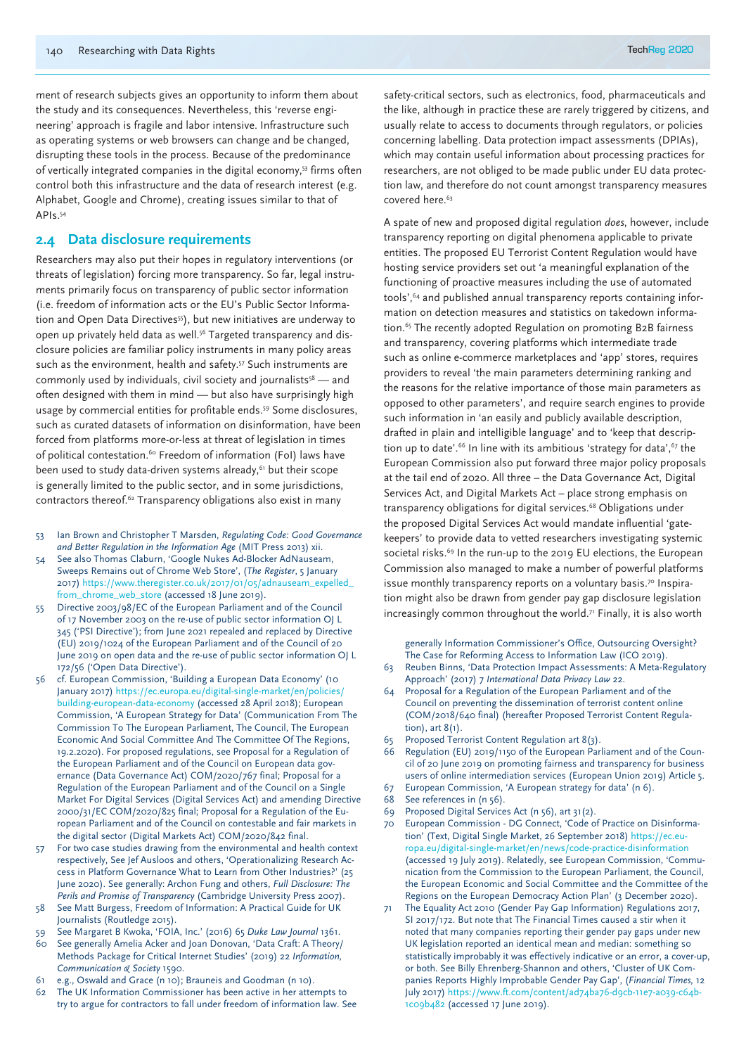ment of research subjects gives an opportunity to inform them about the study and its consequences. Nevertheless, this 'reverse engineering' approach is fragile and labor intensive. Infrastructure such as operating systems or web browsers can change and be changed, disrupting these tools in the process. Because of the predominance of vertically integrated companies in the digital economy,[53] firms often control both this infrastructure and the data of research interest (e.g. Alphabet, Google and Chrome), creating issues similar to that of APIs.[54]

## 2.4 Data disclosure requirements

Researchers may also put their hopes in regulatory interventions (or threats of legislation) forcing more transparency. So far, legal instruments primarily focus on transparency of public sector information (i.e. freedom of information acts or the EU's Public Sector Information and Open Data Directives[55]), but new initiatives are underway to open up privately held data as well.[56] Targeted transparency and disclosure policies are familiar policy instruments in many policy areas such as the environment, health and safety.[57] Such instruments are commonly used by individuals, civil society and journalists[58] — and often designed with them in mind — but also have surprisingly high usage by commercial entities for profitable ends.[59] Some disclosures, such as curated datasets of information on disinformation, have been forced from platforms more-or-less at threat of legislation in times of political contestation.[60] Freedom of information (FoI) laws have been used to study data-driven systems already,[61] but their scope is generally limited to the public sector, and in some jurisdictions, contractors thereof.[62] Transparency obligations also exist in many safety-critical sectors, such as electronics, food, pharmaceuticals and the like, although in practice these are rarely triggered by citizens, and usually relate to access to documents through regulators, or policies concerning labelling. Data protection impact assessments (DPIAs), which may contain useful information about processing practices for researchers, are not obliged to be made public under EU data protection law, and therefore do not count amongst transparency measures covered here.[63]

A spate of new and proposed digital regulation *does*, however, include transparency reporting on digital phenomena applicable to private entities. The proposed EU Terrorist Content Regulation would have hosting service providers set out 'a meaningful explanation of the functioning of proactive measures including the use of automated tools',[64] and published annual transparency reports containing information on detection measures and statistics on takedown information.[65] The recently adopted Regulation on promoting B2B fairness and transparency, covering platforms which intermediate trade such as online e-commerce marketplaces and 'app' stores, requires providers to reveal 'the main parameters determining ranking and the reasons for the relative importance of those main parameters as opposed to other parameters', and require search engines to provide such information in 'an easily and publicly available description, drafted in plain and intelligible language' and to 'keep that description up to date'.[66] In line with its ambitious 'strategy for data',[67] the European Commission also put forward three major policy proposals at the tail end of 2020. All three – the Data Governance Act, Digital Services Act, and Digital Markets Act – place strong emphasis on transparency obligations for digital services.[68] Obligations under the proposed Digital Services Act would mandate influential 'gatekeepers' to provide data to vetted researchers investigating systemic societal risks.[69] In the run-up to the 2019 EU elections, the European Commission also managed to make a number of powerful platforms issue monthly transparency reports on a voluntary basis.[70] Inspiration might also be drawn from gender pay gap disclosure legislation increasingly common throughout the world.[71] Finally, it is also worth

53 Ian Brown and Christopher T Marsden, *Regulating Code: Good Governance and Better Regulation in the Information Age* (MIT Press 2013) xii.

54 See also Thomas Claburn, 'Google Nukes Ad-Blocker AdNauseam, Sweeps Remains out of Chrome Web Store', (*The Register*, 5 January 2017) https://www.theregister.co.uk/2017/01/05/adnauseam_expelled_from_chrome_web_store (accessed 18 June 2019).

55 Directive 2003/98/EC of the European Parliament and of the Council of 17 November 2003 on the re-use of public sector information OJ L 345 ('PSI Directive'); from June 2021 repealed and replaced by Directive (EU) 2019/1024 of the European Parliament and of the Council of 20 June 2019 on open data and the re-use of public sector information OJ L 172/56 ('Open Data Directive').

56 cf. European Commission, 'Building a European Data Economy' (10 January 2017) https://ec.europa.eu/digital-single-market/en/policies/building-european-data-economy (accessed 28 April 2018); European Commission, 'A European Strategy for Data' (Communication From The Commission To The European Parliament, The Council, The European Economic And Social Committee And The Committee Of The Regions, 19.2.2020). For proposed regulations, see Proposal for a Regulation of the European Parliament and of the Council on European data governance (Data Governance Act) COM/2020/767 final; Proposal for a Regulation of the European Parliament and of the Council on a Single Market For Digital Services (Digital Services Act) and amending Directive 2000/31/EC COM/2020/825 final; Proposal for a Regulation of the European Parliament and of the Council on contestable and fair markets in the digital sector (Digital Markets Act) COM/2020/842 final.

57 For two case studies drawing from the environmental and health context respectively, See Jef Ausloos and others, 'Operationalizing Research Access in Platform Governance What to Learn from Other Industries?' (25 June 2020). See generally: Archon Fung and others, *Full Disclosure: The Perils and Promise of Transparency* (Cambridge University Press 2007).

58 See Matt Burgess, Freedom of Information: A Practical Guide for UK Journalists (Routledge 2015).

59 See Margaret B Kwoka, 'FOIA, Inc.' (2016) 65 *Duke Law Journal* 1361.

60 See generally Amelia Acker and Joan Donovan, 'Data Craft: A Theory/Methods Package for Critical Internet Studies' (2019) 22 *Information, Communication & Society* 1590.

61 e.g., Oswald and Grace (n 10); Brauneis and Goodman (n 10).

62 The UK Information Commissioner has been active in her attempts to try to argue for contractors to fall under freedom of information law. See generally Information Commissioner's Office, Outsourcing Oversight? The Case for Reforming Access to Information Law (ICO 2019).

63 Reuben Binns, 'Data Protection Impact Assessments: A Meta-Regulatory Approach' (2017) 7 *International Data Privacy Law* 22.

64 Proposal for a Regulation of the European Parliament and of the Council on preventing the dissemination of terrorist content online (COM/2018/640 final) (hereafter Proposed Terrorist Content Regulation), art 8(1).

65 Proposed Terrorist Content Regulation art 8(3).

66 Regulation (EU) 2019/1150 of the European Parliament and of the Council of 20 June 2019 on promoting fairness and transparency for business users of online intermediation services (European Union 2019) Article 5.

67 European Commission, 'A European strategy for data' (n 6).

68 See references in (n 56).

69 Proposed Digital Services Act (n 56), art 31(2).

70 European Commission - DG Connect, 'Code of Practice on Disinformation' (Text, Digital Single Market, 26 September 2018) https://ec.europa.eu/digital-single-market/en/news/code-practice-disinformation (accessed 19 July 2019). Relatedly, see European Commission, 'Communication from the Commission to the European Parliament, the Council, the European Economic and Social Committee and the Committee of the Regions on the European Democracy Action Plan' (3 December 2020).

71 The Equality Act 2010 (Gender Pay Gap Information) Regulations 2017, SI 2017/172. But note that The Financial Times caused a stir when it noted that many companies reporting their gender pay gaps under new UK legislation reported an identical mean and median: something so statistically improbably it was effectively indicative or an error, a cover-up, or both. See Billy Ehrenberg-Shannon and others, 'Cluster of UK Companies Reports Highly Improbable Gender Pay Gap', (*Financial Times*, 12 July 2017) https://www.ft.com/content/ad74ba76-d9cb-11e7-a039-c64b1c09b482 (accessed 17 June 2019).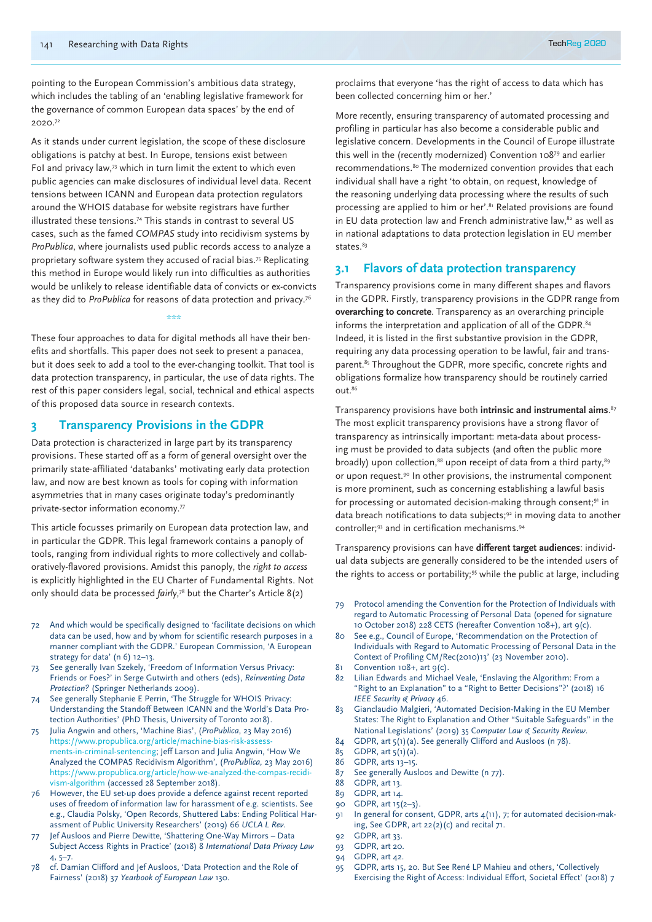pointing to the European Commission's ambitious data strategy, which includes the tabling of an 'enabling legislative framework for the governance of common European data spaces' by the end of 2020.[72]

As it stands under current legislation, the scope of these disclosure obligations is patchy at best. In Europe, tensions exist between FoI and privacy law,[73] which in turn limit the extent to which even public agencies can make disclosures of individual level data. Recent tensions between ICANN and European data protection regulators around the WHOIS database for website registrars have further illustrated these tensions.[74] This stands in contrast to several US cases, such as the famed *COMPAS* study into recidivism systems by *ProPublica*, where journalists used public records access to analyze a proprietary software system they accused of racial bias.[75] Replicating this method in Europe would likely run into difficulties as authorities would be unlikely to release identifiable data of convicts or ex-convicts as they did to *ProPublica* for reasons of data protection and privacy.[76]

***

These four approaches to data for digital methods all have their benefits and shortfalls. This paper does not seek to present a panacea, but it does seek to add a tool to the ever-changing toolkit. That tool is data protection transparency, in particular, the use of data rights. The rest of this paper considers legal, social, technical and ethical aspects of this proposed data source in research contexts.

## 3 Transparency Provisions in the GDPR

Data protection is characterized in large part by its transparency provisions. These started off as a form of general oversight over the primarily state-affiliated 'databanks' motivating early data protection law, and now are best known as tools for coping with information asymmetries that in many cases originate today's predominantly private-sector information economy.[77]

This article focusses primarily on European data protection law, and in particular the GDPR. This legal framework contains a panoply of tools, ranging from individual rights to more collectively and collaboratively-flavored provisions. Amidst this panoply, the *right to access* is explicitly highlighted in the EU Charter of Fundamental Rights. Not only should data be processed *fairly*,[78] but the Charter's Article 8(2) proclaims that everyone 'has the right of access to data which has been collected concerning him or her.'

More recently, ensuring transparency of automated processing and profiling in particular has also become a considerable public and legislative concern. Developments in the Council of Europe illustrate this well in the (recently modernized) Convention 108[79] and earlier recommendations.[80] The modernized convention provides that each individual shall have a right 'to obtain, on request, knowledge of the reasoning underlying data processing where the results of such processing are applied to him or her'.[81] Related provisions are found in EU data protection law and French administrative law,[82] as well as in national adaptations to data protection legislation in EU member states.[83]

### 3.1 Flavors of data protection transparency

Transparency provisions come in many different shapes and flavors in the GDPR. Firstly, transparency provisions in the GDPR range from **overarching to concrete**. Transparency as an overarching principle informs the interpretation and application of all of the GDPR.[84] Indeed, it is listed in the first substantive provision in the GDPR, requiring any data processing operation to be lawful, fair and transparent.[85] Throughout the GDPR, more specific, concrete rights and obligations formalize how transparency should be routinely carried out.[86]

Transparency provisions have both **intrinsic and instrumental aims**.[87] The most explicit transparency provisions have a strong flavor of transparency as intrinsically important: meta-data about processing must be provided to data subjects (and often the public more broadly) upon collection,[88] upon receipt of data from a third party,[89] or upon request.[90] In other provisions, the instrumental component is more prominent, such as concerning establishing a lawful basis for processing or automated decision-making through consent;[91] in data breach notifications to data subjects;[92] in moving data to another controller;[93] and in certification mechanisms.[94]

Transparency provisions can have **different target audiences**: individual data subjects are generally considered to be the intended users of the rights to access or portability;[95] while the public at large, including

---

72 And which would be specifically designed to 'facilitate decisions on which data can be used, how and by whom for scientific research purposes in a manner compliant with the GDPR.' European Commission, 'A European strategy for data' (n 6) 12–13.

73 See generally Ivan Szekely, 'Freedom of Information Versus Privacy: Friends or Foes?' in Serge Gutwirth and others (eds), *Reinventing Data Protection?* (Springer Netherlands 2009).

74 See generally Stephanie E Perrin, 'The Struggle for WHOIS Privacy: Understanding the Standoff Between ICANN and the World's Data Protection Authorities' (PhD Thesis, University of Toronto 2018).

75 Julia Angwin and others, 'Machine Bias', (*ProPublica*, 23 May 2016) https://www.propublica.org/article/machine-bias-risk-assessments-in-criminal-sentencing; Jeff Larson and Julia Angwin, 'How We Analyzed the COMPAS Recidivism Algorithm', (*ProPublica*, 23 May 2016) https://www.propublica.org/article/how-we-analyzed-the-compas-recidivism-algorithm (accessed 28 September 2018).

76 However, the EU set-up does provide a defence against recent reported uses of freedom of information law for harassment of e.g. scientists. See e.g., Claudia Polsky, 'Open Records, Shuttered Labs: Ending Political Harassment of Public University Researchers' (2019) 66 *UCLA L Rev.*

77 Jef Ausloos and Pierre Dewitte, 'Shattering One-Way Mirrors – Data Subject Access Rights in Practice' (2018) 8 *International Data Privacy Law* 4, 5–7.

78 cf. Damian Clifford and Jef Ausloos, 'Data Protection and the Role of Fairness' (2018) 37 *Yearbook of European Law* 130.

79 Protocol amending the Convention for the Protection of Individuals with regard to Automatic Processing of Personal Data (opened for signature 10 October 2018) 228 CETS (hereafter Convention 108+), art 9(c).

80 See e.g., Council of Europe, 'Recommendation on the Protection of Individuals with Regard to Automatic Processing of Personal Data in the Context of Profiling CM/Rec(2010)13' (23 November 2010).

81 Convention 108+, art 9(c).

82 Lilian Edwards and Michael Veale, 'Enslaving the Algorithm: From a "Right to an Explanation" to a "Right to Better Decisions"?' (2018) 16 *IEEE Security & Privacy* 46.

83 Gianclaudio Malgieri, 'Automated Decision-Making in the EU Member States: The Right to Explanation and Other "Suitable Safeguards" in the National Legislations' (2019) 35 *Computer Law & Security Review*.

84 GDPR, art 5(1)(a). See generally Clifford and Ausloos (n 78).

85 GDPR, art 5(1)(a).

86 GDPR, arts 13–15.

87 See generally Ausloos and Dewitte (n 77).

88 GDPR, art 13.

89 GDPR, art 14.

90 GDPR, art 15(2–3).

91 In general for consent, GDPR, arts 4(11), 7; for automated decision-making, See GDPR, art 22(2)(c) and recital 71.

92 GDPR, art 33.

93 GDPR, art 20.

94 GDPR, art 42.

95 GDPR, arts 15, 20. But See René LP Mahieu and others, 'Collectively Exercising the Right of Access: Individual Effort, Societal Effect' (2018) 7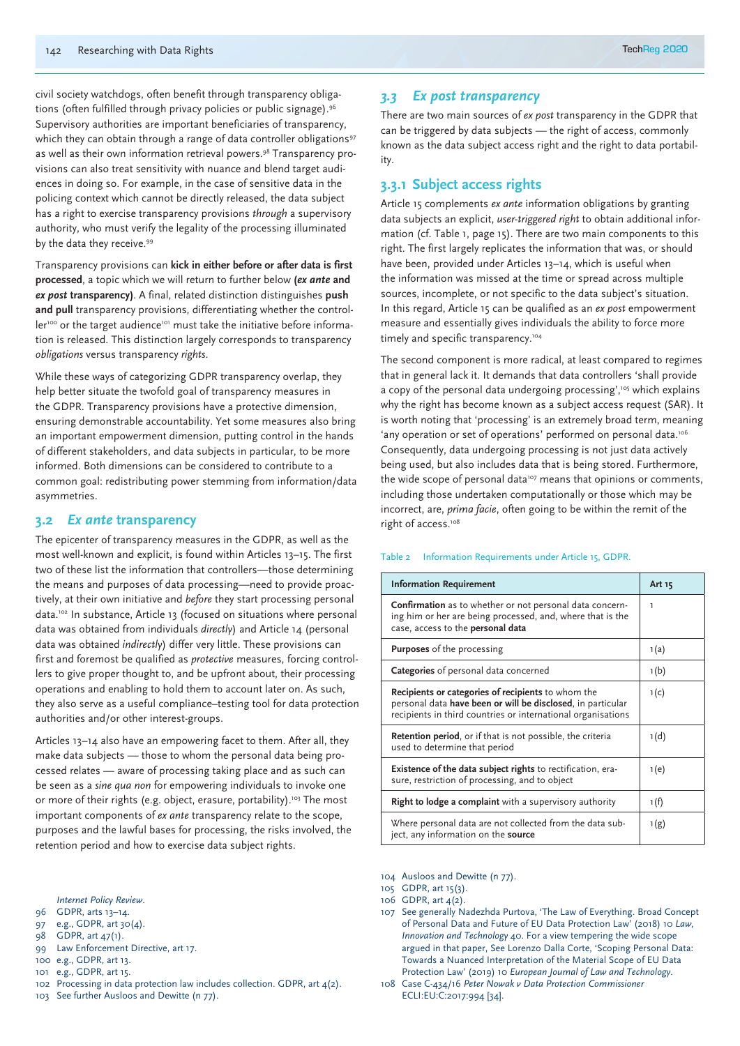civil society watchdogs, often benefit through transparency obligations (often fulfilled through privacy policies or public signage).[96] Supervisory authorities are important beneficiaries of transparency, which they can obtain through a range of data controller obligations[97] as well as their own information retrieval powers.[98] Transparency provisions can also treat sensitivity with nuance and blend target audiences in doing so. For example, in the case of sensitive data in the policing context which cannot be directly released, the data subject has a right to exercise transparency provisions *through* a supervisory authority, who must verify the legality of the processing illuminated by the data they receive.[99]

Transparency provisions can **kick in either before or after data is first processed**, a topic which we will return to further below **(*ex ante* and *ex post* transparency)**. A final, related distinction distinguishes **push and pull** transparency provisions, differentiating whether the controller[100] or the target audience[101] must take the initiative before information is released. This distinction largely corresponds to transparency *obligations* versus transparency *rights*.

While these ways of categorizing GDPR transparency overlap, they help better situate the twofold goal of transparency measures in the GDPR. Transparency provisions have a protective dimension, ensuring demonstrable accountability. Yet some measures also bring an important empowerment dimension, putting control in the hands of different stakeholders, and data subjects in particular, to be more informed. Both dimensions can be considered to contribute to a common goal: redistributing power stemming from information/data asymmetries.

## 3.2 *Ex ante* transparency

The epicenter of transparency measures in the GDPR, as well as the most well-known and explicit, is found within Articles 13–15. The first two of these list the information that controllers—those determining the means and purposes of data processing—need to provide proactively, at their own initiative and *before* they start processing personal data.[102] In substance, Article 13 (focused on situations where personal data was obtained from individuals *directly*) and Article 14 (personal data was obtained *indirectly*) differ very little. These provisions can first and foremost be qualified as *protective* measures, forcing controllers to give proper thought to, and be upfront about, their processing operations and enabling to hold them to account later on. As such, they also serve as a useful compliance–testing tool for data protection authorities and/or other interest-groups.

Articles 13–14 also have an empowering facet to them. After all, they make data subjects — those to whom the personal data being processed relates — aware of processing taking place and as such can be seen as a *sine qua non* for empowering individuals to invoke one or more of their rights (e.g. object, erasure, portability).[103] The most important components of *ex ante* transparency relate to the scope, purposes and the lawful bases for processing, the risks involved, the retention period and how to exercise data subject rights.

## 3.3 *Ex post* transparency

There are two main sources of *ex post* transparency in the GDPR that can be triggered by data subjects — the right of access, commonly known as the data subject access right and the right to data portability.

### 3.3.1 Subject access rights

Article 15 complements *ex ante* information obligations by granting data subjects an explicit, *user-triggered right* to obtain additional information (cf. Table 1, page 15). There are two main components to this right. The first largely replicates the information that was, or should have been, provided under Articles 13–14, which is useful when the information was missed at the time or spread across multiple sources, incomplete, or not specific to the data subject's situation. In this regard, Article 15 can be qualified as an *ex post* empowerment measure and essentially gives individuals the ability to force more timely and specific transparency.[104]

The second component is more radical, at least compared to regimes that in general lack it. It demands that data controllers 'shall provide a copy of the personal data undergoing processing',[105] which explains why the right has become known as a subject access request (SAR). It is worth noting that 'processing' is an extremely broad term, meaning 'any operation or set of operations' performed on personal data.[106] Consequently, data undergoing processing is not just data actively being used, but also includes data that is being stored. Furthermore, the wide scope of personal data[107] means that opinions or comments, including those undertaken computationally or those which may be incorrect, are, *prima facie*, often going to be within the remit of the right of access.[108]

Table 2  Information Requirements under Article 15, GDPR.

| Information Requirement | Art 15 |
|---|---|
| **Confirmation** as to whether or not personal data concerning him or her are being processed, and, where that is the case, access to the **personal data** | 1 |
| **Purposes** of the processing | 1(a) |
| **Categories** of personal data concerned | 1(b) |
| **Recipients or categories of recipients** to whom the personal data **have been or will be disclosed**, in particular recipients in third countries or international organisations | 1(c) |
| **Retention period**, or if that is not possible, the criteria used to determine that period | 1(d) |
| **Existence of the data subject rights** to rectification, erasure, restriction of processing, and to object | 1(e) |
| **Right to lodge a complaint** with a supervisory authority | 1(f) |
| Where personal data are not collected from the data subject, any information on the **source** | 1(g) |

*Internet Policy Review*.

96 GDPR, arts 13–14.
97 e.g., GDPR, art 30(4).
98 GDPR, art 47(1).
99 Law Enforcement Directive, art 17.
100 e.g., GDPR, art 13.
101 e.g., GDPR, art 15.
102 Processing in data protection law includes collection. GDPR, art 4(2).
103 See further Ausloos and Dewitte (n 77).
104 Ausloos and Dewitte (n 77).
105 GDPR, art 15(3).
106 GDPR, art 4(2).
107 See generally Nadezhda Purtova, 'The Law of Everything. Broad Concept of Personal Data and Future of EU Data Protection Law' (2018) 10 *Law, Innovation and Technology* 40. For a view tempering the wide scope argued in that paper, See Lorenzo Dalla Corte, 'Scoping Personal Data: Towards a Nuanced Interpretation of the Material Scope of EU Data Protection Law' (2019) 10 *European Journal of Law and Technology*.
108 Case C-434/16 *Peter Nowak v Data Protection Commissioner* ECLI:EU:C:2017:994 [34].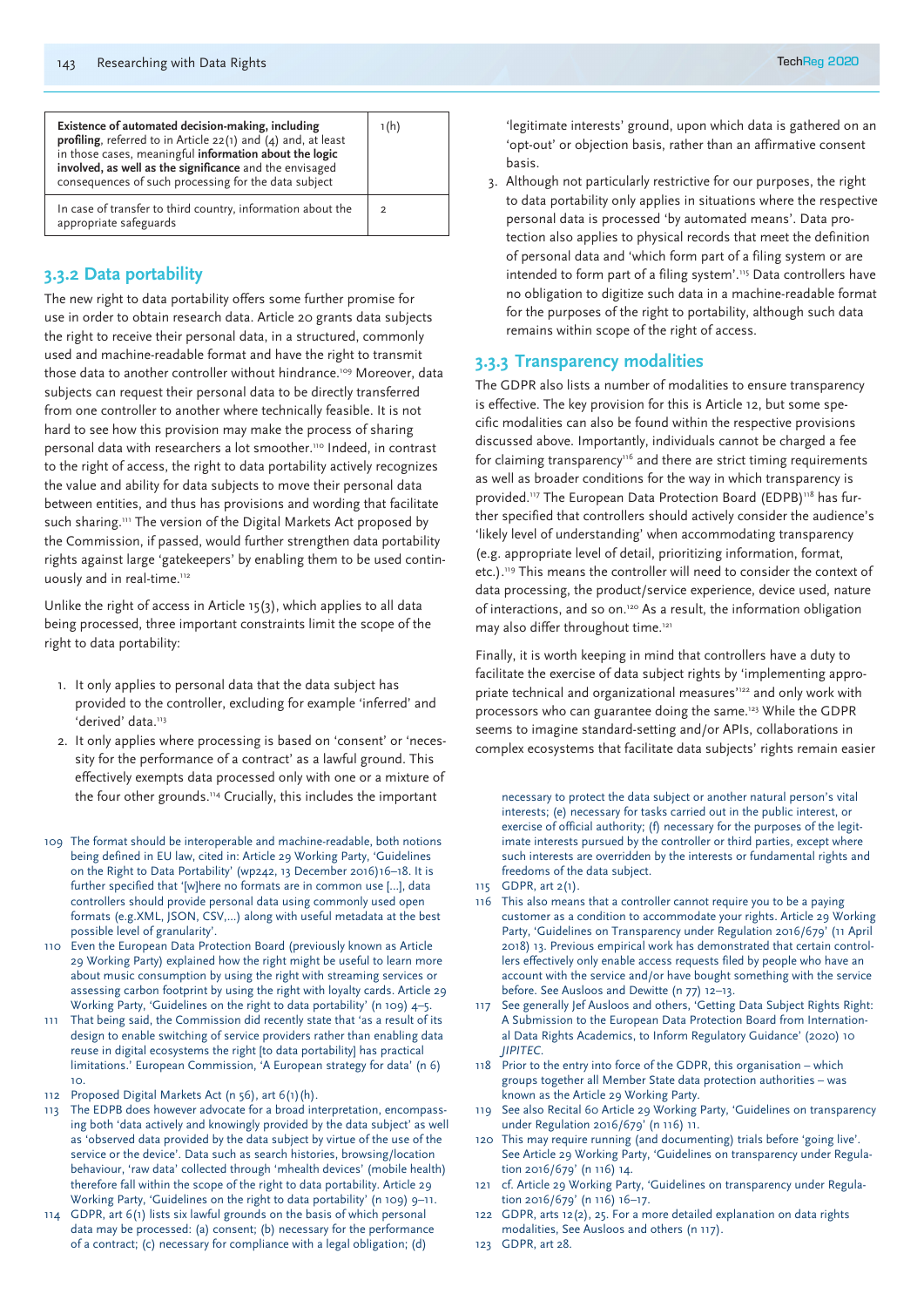| **Existence of automated decision-making, including profiling**, referred to in Article 22(1) and (4) and, at least in those cases, meaningful **information about the logic involved, as well as the significance** and the envisaged consequences of such processing for the data subject | 1(h) |
|---|---|
| In case of transfer to third country, information about the appropriate safeguards | 2 |

### 3.3.2 Data portability

The new right to data portability offers some further promise for use in order to obtain research data. Article 20 grants data subjects the right to receive their personal data, in a structured, commonly used and machine-readable format and have the right to transmit those data to another controller without hindrance.[109] Moreover, data subjects can request their personal data to be directly transferred from one controller to another where technically feasible. It is not hard to see how this provision may make the process of sharing personal data with researchers a lot smoother.[110] Indeed, in contrast to the right of access, the right to data portability actively recognizes the value and ability for data subjects to move their personal data between entities, and thus has provisions and wording that facilitate such sharing.[111] The version of the Digital Markets Act proposed by the Commission, if passed, would further strengthen data portability rights against large 'gatekeepers' by enabling them to be used continuously and in real-time.[112]

Unlike the right of access in Article 15(3), which applies to all data being processed, three important constraints limit the scope of the right to data portability:

1. It only applies to personal data that the data subject has provided to the controller, excluding for example 'inferred' and 'derived' data.[113]
2. It only applies where processing is based on 'consent' or 'necessity for the performance of a contract' as a lawful ground. This effectively exempts data processed only with one or a mixture of the four other grounds.[114] Crucially, this includes the important 'legitimate interests' ground, upon which data is gathered on an 'opt-out' or objection basis, rather than an affirmative consent basis.
3. Although not particularly restrictive for our purposes, the right to data portability only applies in situations where the respective personal data is processed 'by automated means'. Data protection also applies to physical records that meet the definition of personal data and 'which form part of a filing system or are intended to form part of a filing system'.[115] Data controllers have no obligation to digitize such data in a machine-readable format for the purposes of the right to portability, although such data remains within scope of the right of access.

### 3.3.3 Transparency modalities

The GDPR also lists a number of modalities to ensure transparency is effective. The key provision for this is Article 12, but some specific modalities can also be found within the respective provisions discussed above. Importantly, individuals cannot be charged a fee for claiming transparency[116] and there are strict timing requirements as well as broader conditions for the way in which transparency is provided.[117] The European Data Protection Board (EDPB)[118] has further specified that controllers should actively consider the audience's 'likely level of understanding' when accommodating transparency (e.g. appropriate level of detail, prioritizing information, format, etc.).[119] This means the controller will need to consider the context of data processing, the product/service experience, device used, nature of interactions, and so on.[120] As a result, the information obligation may also differ throughout time.[121]

Finally, it is worth keeping in mind that controllers have a duty to facilitate the exercise of data subject rights by 'implementing appropriate technical and organizational measures'[122] and only work with processors who can guarantee doing the same.[123] While the GDPR seems to imagine standard-setting and/or APIs, collaborations in complex ecosystems that facilitate data subjects' rights remain easier

---

109 The format should be interoperable and machine-readable, both notions being defined in EU law, cited in: Article 29 Working Party, 'Guidelines on the Right to Data Portability' (wp242, 13 December 2016)16–18. It is further specified that '[w]here no formats are in common use [...], data controllers should provide personal data using commonly used open formats (e.g.XML, JSON, CSV,...) along with useful metadata at the best possible level of granularity'.

110 Even the European Data Protection Board (previously known as Article 29 Working Party) explained how the right might be useful to learn more about music consumption by using the right with streaming services or assessing carbon footprint by using the right with loyalty cards. Article 29 Working Party, 'Guidelines on the right to data portability' (n 109) 4–5.

111 That being said, the Commission did recently state that 'as a result of its design to enable switching of service providers rather than enabling data reuse in digital ecosystems the right [to data portability] has practical limitations.' European Commission, 'A European strategy for data' (n 6) 10.

112 Proposed Digital Markets Act (n 56), art 6(1)(h).

113 The EDPB does however advocate for a broad interpretation, encompassing both 'data actively and knowingly provided by the data subject' as well as 'observed data provided by the data subject by virtue of the use of the service or the device'. Data such as search histories, browsing/location behaviour, 'raw data' collected through 'mhealth devices' (mobile health) therefore fall within the scope of the right to data portability. Article 29 Working Party, 'Guidelines on the right to data portability' (n 109) 9–11.

114 GDPR, art 6(1) lists six lawful grounds on the basis of which personal data may be processed: (a) consent; (b) necessary for the performance of a contract; (c) necessary for compliance with a legal obligation; (d) necessary to protect the data subject or another natural person's vital interests; (e) necessary for tasks carried out in the public interest, or exercise of official authority; (f) necessary for the purposes of the legitimate interests pursued by the controller or third parties, except where such interests are overridden by the interests or fundamental rights and freedoms of the data subject.

115 GDPR, art 2(1).

116 This also means that a controller cannot require you to be a paying customer as a condition to accommodate your rights. Article 29 Working Party, 'Guidelines on Transparency under Regulation 2016/679' (11 April 2018) 13. Previous empirical work has demonstrated that certain controllers effectively only enable access requests filed by people who have an account with the service and/or have bought something with the service before. See Ausloos and Dewitte (n 77) 12–13.

117 See generally Jef Ausloos and others, 'Getting Data Subject Rights Right: A Submission to the European Data Protection Board from International Data Rights Academics, to Inform Regulatory Guidance' (2020) 10 *JIPITEC*.

118 Prior to the entry into force of the GDPR, this organisation – which groups together all Member State data protection authorities – was known as the Article 29 Working Party.

119 See also Recital 60 Article 29 Working Party, 'Guidelines on transparency under Regulation 2016/679' (n 116) 11.

120 This may require running (and documenting) trials before 'going live'. See Article 29 Working Party, 'Guidelines on transparency under Regulation 2016/679' (n 116) 14.

121 cf. Article 29 Working Party, 'Guidelines on transparency under Regulation 2016/679' (n 116) 16–17.

122 GDPR, arts 12(2), 25. For a more detailed explanation on data rights modalities, See Ausloos and others (n 117).

123 GDPR, art 28.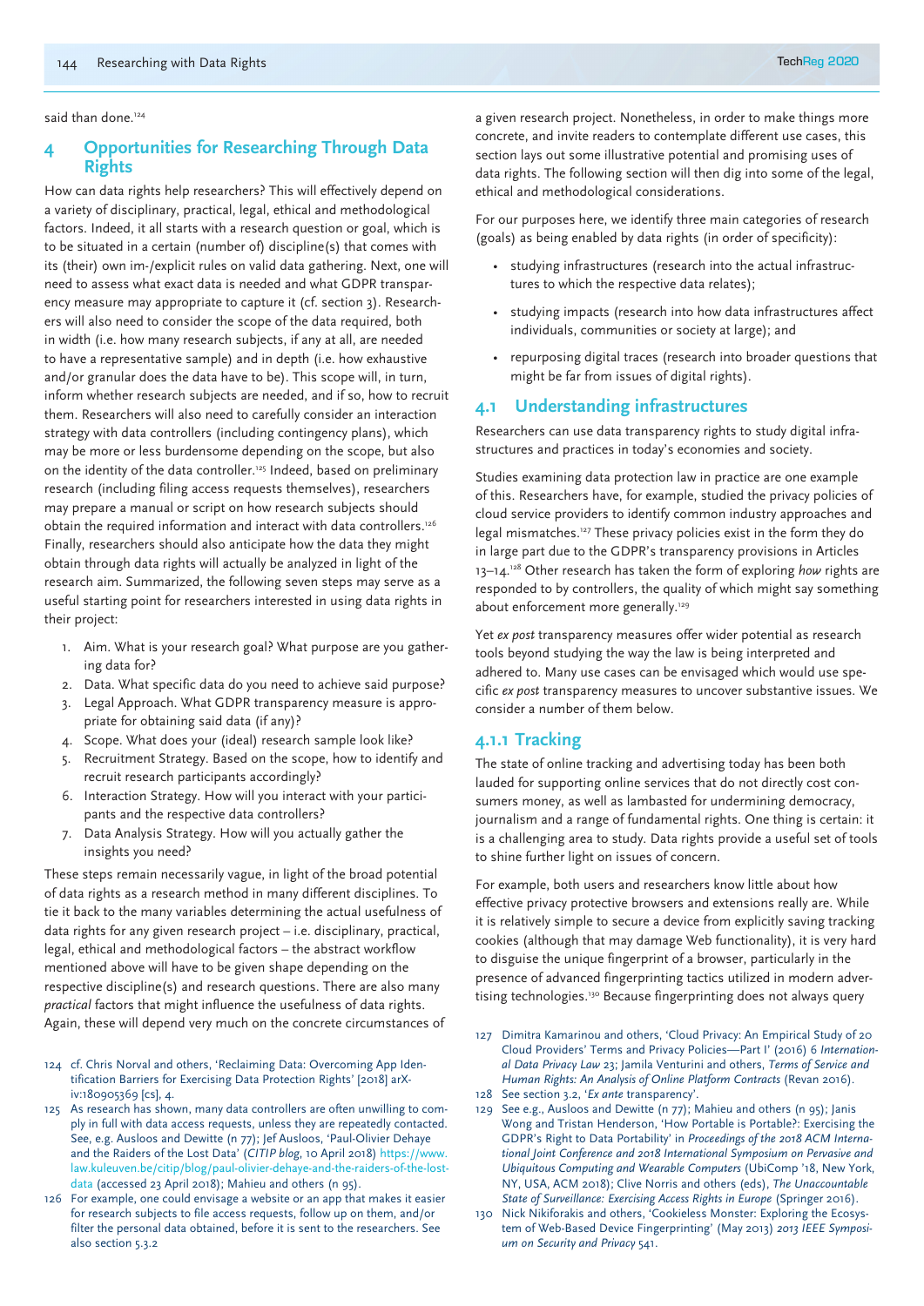said than done.[124]

## 4 Opportunities for Researching Through Data Rights

How can data rights help researchers? This will effectively depend on a variety of disciplinary, practical, legal, ethical and methodological factors. Indeed, it all starts with a research question or goal, which is to be situated in a certain (number of) discipline(s) that comes with its (their) own im-/explicit rules on valid data gathering. Next, one will need to assess what exact data is needed and what GDPR transparency measure may appropriate to capture it (cf. section 3). Researchers will also need to consider the scope of the data required, both in width (i.e. how many research subjects, if any at all, are needed to have a representative sample) and in depth (i.e. how exhaustive and/or granular does the data have to be). This scope will, in turn, inform whether research subjects are needed, and if so, how to recruit them. Researchers will also need to carefully consider an interaction strategy with data controllers (including contingency plans), which may be more or less burdensome depending on the scope, but also on the identity of the data controller.[125] Indeed, based on preliminary research (including filing access requests themselves), researchers may prepare a manual or script on how research subjects should obtain the required information and interact with data controllers.[126] Finally, researchers should also anticipate how the data they might obtain through data rights will actually be analyzed in light of the research aim. Summarized, the following seven steps may serve as a useful starting point for researchers interested in using data rights in their project:

1. Aim. What is your research goal? What purpose are you gathering data for?
2. Data. What specific data do you need to achieve said purpose?
3. Legal Approach. What GDPR transparency measure is appropriate for obtaining said data (if any)?
4. Scope. What does your (ideal) research sample look like?
5. Recruitment Strategy. Based on the scope, how to identify and recruit research participants accordingly?
6. Interaction Strategy. How will you interact with your participants and the respective data controllers?
7. Data Analysis Strategy. How will you actually gather the insights you need?

These steps remain necessarily vague, in light of the broad potential of data rights as a research method in many different disciplines. To tie it back to the many variables determining the actual usefulness of data rights for any given research project – i.e. disciplinary, practical, legal, ethical and methodological factors – the abstract workflow mentioned above will have to be given shape depending on the respective discipline(s) and research questions. There are also many *practical* factors that might influence the usefulness of data rights. Again, these will depend very much on the concrete circumstances of a given research project. Nonetheless, in order to make things more concrete, and invite readers to contemplate different use cases, this section lays out some illustrative potential and promising uses of data rights. The following section will then dig into some of the legal, ethical and methodological considerations.

For our purposes here, we identify three main categories of research (goals) as being enabled by data rights (in order of specificity):

- studying infrastructures (research into the actual infrastructures to which the respective data relates);
- studying impacts (research into how data infrastructures affect individuals, communities or society at large); and
- repurposing digital traces (research into broader questions that might be far from issues of digital rights).

### 4.1 Understanding infrastructures

Researchers can use data transparency rights to study digital infrastructures and practices in today's economies and society.

Studies examining data protection law in practice are one example of this. Researchers have, for example, studied the privacy policies of cloud service providers to identify common industry approaches and legal mismatches.[127] These privacy policies exist in the form they do in large part due to the GDPR's transparency provisions in Articles 13–14.[128] Other research has taken the form of exploring *how* rights are responded to by controllers, the quality of which might say something about enforcement more generally.[129]

Yet *ex post* transparency measures offer wider potential as research tools beyond studying the way the law is being interpreted and adhered to. Many use cases can be envisaged which would use specific *ex post* transparency measures to uncover substantive issues. We consider a number of them below.

#### 4.1.1 Tracking

The state of online tracking and advertising today has been both lauded for supporting online services that do not directly cost consumers money, as well as lambasted for undermining democracy, journalism and a range of fundamental rights. One thing is certain: it is a challenging area to study. Data rights provide a useful set of tools to shine further light on issues of concern.

For example, both users and researchers know little about how effective privacy protective browsers and extensions really are. While it is relatively simple to secure a device from explicitly saving tracking cookies (although that may damage Web functionality), it is very hard to disguise the unique fingerprint of a browser, particularly in the presence of advanced fingerprinting tactics utilized in modern advertising technologies.[130] Because fingerprinting does not always query

---

124 cf. Chris Norval and others, 'Reclaiming Data: Overcoming App Identification Barriers for Exercising Data Protection Rights' [2018] arXiv:1809053​69 [cs], 4.

125 As research has shown, many data controllers are often unwilling to comply in full with data access requests, unless they are repeatedly contacted. See, e.g. Ausloos and Dewitte (n 77); Jef Ausloos, 'Paul-Olivier Dehaye and the Raiders of the Lost Data' (*CITIP blog*, 10 April 2018) https://www.law.kuleuven.be/citip/blog/paul-olivier-dehaye-and-the-raiders-of-the-lost-data (accessed 23 April 2018); Mahieu and others (n 95).

126 For example, one could envisage a website or an app that makes it easier for research subjects to file access requests, follow up on them, and/or filter the personal data obtained, before it is sent to the researchers. See also section 5.3.2

127 Dimitra Kamarinou and others, 'Cloud Privacy: An Empirical Study of 20 Cloud Providers' Terms and Privacy Policies—Part I' (2016) 6 *International Data Privacy Law* 23; Jamila Venturini and others, *Terms of Service and Human Rights: An Analysis of Online Platform Contracts* (Revan 2016).

128 See section 3.2, '*Ex ante* transparency'.

129 See e.g., Ausloos and Dewitte (n 77); Mahieu and others (n 95); Janis Wong and Tristan Henderson, 'How Portable is Portable?: Exercising the GDPR's Right to Data Portability' in *Proceedings of the 2018 ACM International Joint Conference and 2018 International Symposium on Pervasive and Ubiquitous Computing and Wearable Computers* (UbiComp '18, New York, NY, USA, ACM 2018); Clive Norris and others (eds), *The Unaccountable State of Surveillance: Exercising Access Rights in Europe* (Springer 2016).

130 Nick Nikiforakis and others, 'Cookieless Monster: Exploring the Ecosystem of Web-Based Device Fingerprinting' (May 2013) *2013 IEEE Symposium on Security and Privacy* 541.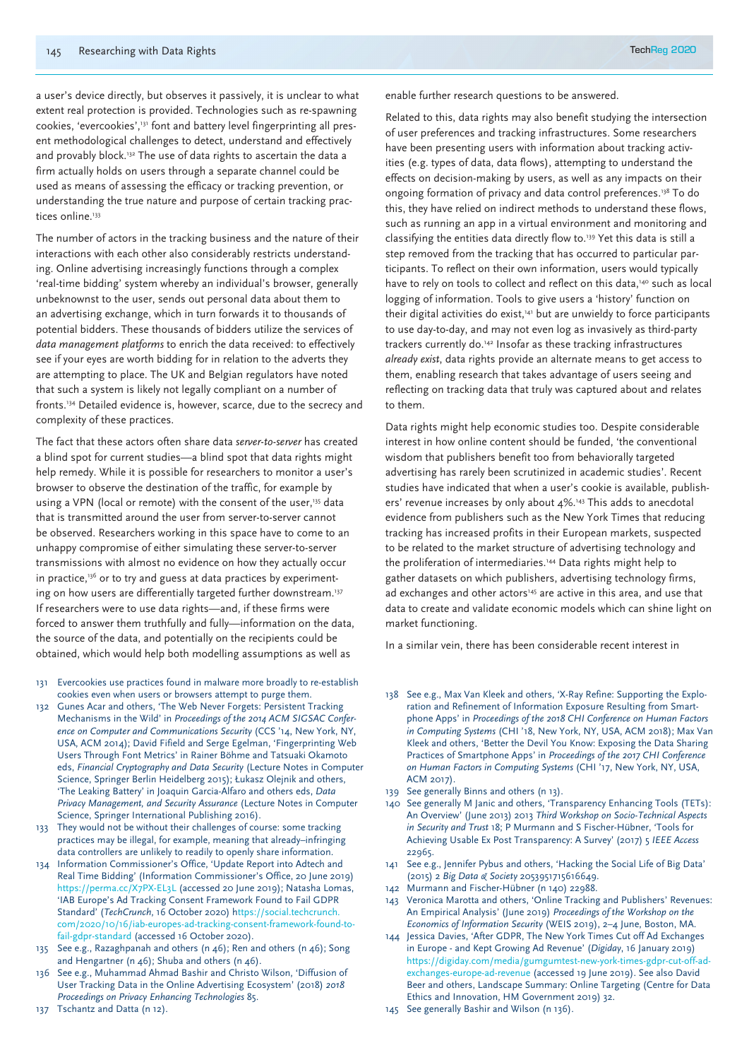a user's device directly, but observes it passively, it is unclear to what extent real protection is provided. Technologies such as re-spawning cookies, 'evercookies',[131] font and battery level fingerprinting all present methodological challenges to detect, understand and effectively and provably block.[132] The use of data rights to ascertain the data a firm actually holds on users through a separate channel could be used as means of assessing the efficacy or tracking prevention, or understanding the true nature and purpose of certain tracking practices online.[133]

The number of actors in the tracking business and the nature of their interactions with each other also considerably restricts understanding. Online advertising increasingly functions through a complex 'real-time bidding' system whereby an individual's browser, generally unbeknownst to the user, sends out personal data about them to an advertising exchange, which in turn forwards it to thousands of potential bidders. These thousands of bidders utilize the services of *data management platforms* to enrich the data received: to effectively see if your eyes are worth bidding for in relation to the adverts they are attempting to place. The UK and Belgian regulators have noted that such a system is likely not legally compliant on a number of fronts.[134] Detailed evidence is, however, scarce, due to the secrecy and complexity of these practices.

The fact that these actors often share data *server-to-server* has created a blind spot for current studies—a blind spot that data rights might help remedy. While it is possible for researchers to monitor a user's browser to observe the destination of the traffic, for example by using a VPN (local or remote) with the consent of the user,[135] data that is transmitted around the user from server-to-server cannot be observed. Researchers working in this space have to come to an unhappy compromise of either simulating these server-to-server transmissions with almost no evidence on how they actually occur in practice,[136] or to try and guess at data practices by experimenting on how users are differentially targeted further downstream.[137] If researchers were to use data rights—and, if these firms were forced to answer them truthfully and fully—information on the data, the source of the data, and potentially on the recipients could be obtained, which would help both modelling assumptions as well as enable further research questions to be answered.

Related to this, data rights may also benefit studying the intersection of user preferences and tracking infrastructures. Some researchers have been presenting users with information about tracking activities (e.g. types of data, data flows), attempting to understand the effects on decision-making by users, as well as any impacts on their ongoing formation of privacy and data control preferences.[138] To do this, they have relied on indirect methods to understand these flows, such as running an app in a virtual environment and monitoring and classifying the entities data directly flow to.[139] Yet this data is still a step removed from the tracking that has occurred to particular participants. To reflect on their own information, users would typically have to rely on tools to collect and reflect on this data,[140] such as local logging of information. Tools to give users a 'history' function on their digital activities do exist,[141] but are unwieldy to force participants to use day-to-day, and may not even log as invasively as third-party trackers currently do.[142] Insofar as these tracking infrastructures *already exist*, data rights provide an alternate means to get access to them, enabling research that takes advantage of users seeing and reflecting on tracking data that truly was captured about and relates to them.

Data rights might help economic studies too. Despite considerable interest in how online content should be funded, 'the conventional wisdom that publishers benefit too from behaviorally targeted advertising has rarely been scrutinized in academic studies'. Recent studies have indicated that when a user's cookie is available, publishers' revenue increases by only about 4%.[143] This adds to anecdotal evidence from publishers such as the New York Times that reducing tracking has increased profits in their European markets, suspected to be related to the market structure of advertising technology and the proliferation of intermediaries.[144] Data rights might help to gather datasets on which publishers, advertising technology firms, ad exchanges and other actors[145] are active in this area, and use that data to create and validate economic models which can shine light on market functioning.

In a similar vein, there has been considerable recent interest in

---

131 Evercookies use practices found in malware more broadly to re-establish cookies even when users or browsers attempt to purge them.

132 Gunes Acar and others, 'The Web Never Forgets: Persistent Tracking Mechanisms in the Wild' in *Proceedings of the 2014 ACM SIGSAC Conference on Computer and Communications Security* (CCS '14, New York, NY, USA, ACM 2014); David Fifield and Serge Egelman, 'Fingerprinting Web Users Through Font Metrics' in Rainer Böhme and Tatsuaki Okamoto eds, *Financial Cryptography and Data Security* (Lecture Notes in Computer Science, Springer Berlin Heidelberg 2015); Łukasz Olejnik and others, 'The Leaking Battery' in Joaquin Garcia-Alfaro and others eds, *Data Privacy Management, and Security Assurance* (Lecture Notes in Computer Science, Springer International Publishing 2016).

133 They would not be without their challenges of course: some tracking practices may be illegal, for example, meaning that already–infringing data controllers are unlikely to readily to openly share information.

134 Information Commissioner's Office, 'Update Report into Adtech and Real Time Bidding' (Information Commissioner's Office, 20 June 2019) https://perma.cc/X7PX-EL3L (accessed 20 June 2019); Natasha Lomas, 'IAB Europe's Ad Tracking Consent Framework Found to Fail GDPR Standard' (*TechCrunch*, 16 October 2020) https://social.techcrunch.com/2020/10/16/iab-europes-ad-tracking-consent-framework-found-to-fail-gdpr-standard (accessed 16 October 2020).

135 See e.g., Razaghpanah and others (n 46); Ren and others (n 46); Song and Hengartner (n 46); Shuba and others (n 46).

136 See e.g., Muhammad Ahmad Bashir and Christo Wilson, 'Diffusion of User Tracking Data in the Online Advertising Ecosystem' (2018) *2018 Proceedings on Privacy Enhancing Technologies* 85.

137 Tschantz and Datta (n 12).

138 See e.g., Max Van Kleek and others, 'X-Ray Refine: Supporting the Exploration and Refinement of Information Exposure Resulting from Smartphone Apps' in *Proceedings of the 2018 CHI Conference on Human Factors in Computing Systems* (CHI '18, New York, NY, USA, ACM 2018); Max Van Kleek and others, 'Better the Devil You Know: Exposing the Data Sharing Practices of Smartphone Apps' in *Proceedings of the 2017 CHI Conference on Human Factors in Computing Systems* (CHI '17, New York, NY, USA, ACM 2017).

139 See generally Binns and others (n 13).

140 See generally M Janic and others, 'Transparency Enhancing Tools (TETs): An Overview' (June 2013) 2013 *Third Workshop on Socio-Technical Aspects in Security and Trust* 18; P Murmann and S Fischer-Hübner, 'Tools for Achieving Usable Ex Post Transparency: A Survey' (2017) 5 *IEEE Access* 22965.

141 See e.g., Jennifer Pybus and others, 'Hacking the Social Life of Big Data' (2015) 2 *Big Data & Society* 2053951715616649.

142 Murmann and Fischer-Hübner (n 140) 22988.

143 Veronica Marotta and others, 'Online Tracking and Publishers' Revenues: An Empirical Analysis' (June 2019) *Proceedings of the Workshop on the Economics of Information Security* (WEIS 2019), 2–4 June, Boston, MA.

144 Jessica Davies, 'After GDPR, The New York Times Cut off Ad Exchanges in Europe - and Kept Growing Ad Revenue' (*Digiday*, 16 January 2019) https://digiday.com/media/gumgumtest-new-york-times-gdpr-cut-off-ad-exchanges-europe-ad-revenue (accessed 19 June 2019). See also David Beer and others, Landscape Summary: Online Targeting (Centre for Data Ethics and Innovation, HM Government 2019) 32.

145 See generally Bashir and Wilson (n 136).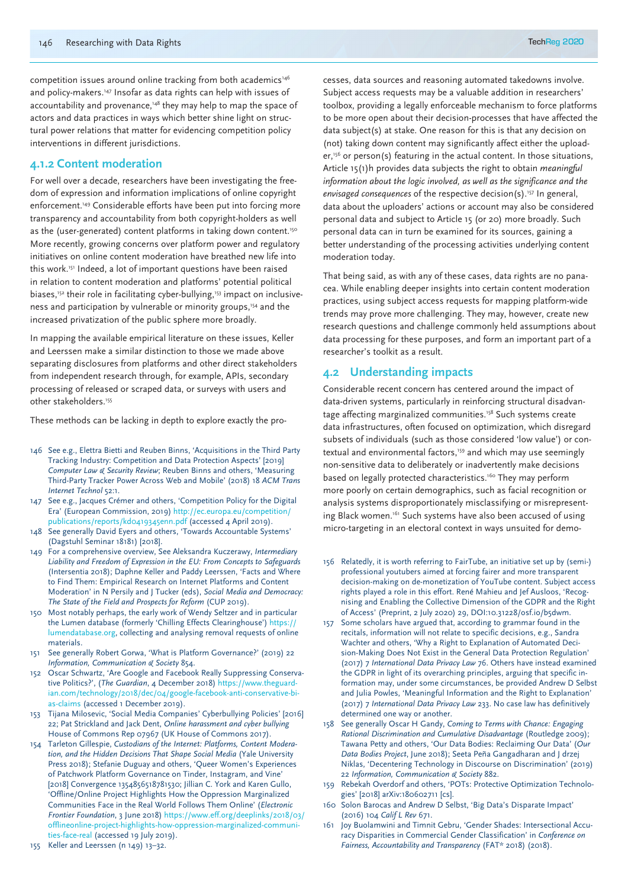competition issues around online tracking from both academics[146] and policy-makers.[147] Insofar as data rights can help with issues of accountability and provenance,[148] they may help to map the space of actors and data practices in ways which better shine light on structural power relations that matter for evidencing competition policy interventions in different jurisdictions.

### 4.1.2 Content moderation

For well over a decade, researchers have been investigating the freedom of expression and information implications of online copyright enforcement.[149] Considerable efforts have been put into forcing more transparency and accountability from both copyright-holders as well as the (user-generated) content platforms in taking down content.[150] More recently, growing concerns over platform power and regulatory initiatives on online content moderation have breathed new life into this work.[151] Indeed, a lot of important questions have been raised in relation to content moderation and platforms' potential political biases,[152] their role in facilitating cyber-bullying,[153] impact on inclusiveness and participation by vulnerable or minority groups,[154] and the increased privatization of the public sphere more broadly.

In mapping the available empirical literature on these issues, Keller and Leerssen make a similar distinction to those we made above separating disclosures from platforms and other direct stakeholders from independent research through, for example, APIs, secondary processing of released or scraped data, or surveys with users and other stakeholders.[155]

These methods can be lacking in depth to explore exactly the processes, data sources and reasoning automated takedowns involve. Subject access requests may be a valuable addition in researchers' toolbox, providing a legally enforceable mechanism to force platforms to be more open about their decision-processes that have affected the data subject(s) at stake. One reason for this is that any decision on (not) taking down content may significantly affect either the uploader,[156] or person(s) featuring in the actual content. In those situations, Article 15(1)h provides data subjects the right to obtain *meaningful information about the logic involved, as well as the significance and the envisaged consequences* of the respective decision(s).[157] In general, data about the uploaders' actions or account may also be considered personal data and subject to Article 15 (or 20) more broadly. Such personal data can in turn be examined for its sources, gaining a better understanding of the processing activities underlying content moderation today.

That being said, as with any of these cases, data rights are no panacea. While enabling deeper insights into certain content moderation practices, using subject access requests for mapping platform-wide trends may prove more challenging. They may, however, create new research questions and challenge commonly held assumptions about data processing for these purposes, and form an important part of a researcher's toolkit as a result.

## 4.2 Understanding impacts

Considerable recent concern has centered around the impact of data-driven systems, particularly in reinforcing structural disadvantage affecting marginalized communities.[158] Such systems create data infrastructures, often focused on optimization, which disregard subsets of individuals (such as those considered 'low value') or contextual and environmental factors,[159] and which may use seemingly non-sensitive data to deliberately or inadvertently make decisions based on legally protected characteristics.[160] They may perform more poorly on certain demographics, such as facial recognition or analysis systems disproportionately misclassifying or misrepresenting Black women.[161] Such systems have also been accused of using micro-targeting in an electoral context in ways unsuited for demo-

---

146 See e.g., Elettra Bietti and Reuben Binns, 'Acquisitions in the Third Party Tracking Industry: Competition and Data Protection Aspects' [2019] *Computer Law & Security Review*; Reuben Binns and others, 'Measuring Third-Party Tracker Power Across Web and Mobile' (2018) 18 *ACM Trans Internet Technol* 52:1.

147 See e.g., Jacques Crémer and others, 'Competition Policy for the Digital Era' (European Commission, 2019) http://ec.europa.eu/competition/publications/reports/kd0419345enn.pdf (accessed 4 April 2019).

148 See generally David Eyers and others, 'Towards Accountable Systems' (Dagstuhl Seminar 18181) [2018].

149 For a comprehensive overview, See Aleksandra Kuczerawy, *Intermediary Liability and Freedom of Expression in the EU: From Concepts to Safeguards* (Intersentia 2018); Daphne Keller and Paddy Leerssen, 'Facts and Where to Find Them: Empirical Research on Internet Platforms and Content Moderation' in N Persily and J Tucker (eds), *Social Media and Democracy: The State of the Field and Prospects for Reform* (CUP 2019).

150 Most notably perhaps, the early work of Wendy Seltzer and in particular the Lumen database (formerly 'Chilling Effects Clearinghouse') https://lumendatabase.org, collecting and analysing removal requests of online materials.

151 See generally Robert Gorwa, 'What is Platform Governance?' (2019) 22 *Information, Communication & Society* 854.

152 Oscar Schwartz, 'Are Google and Facebook Really Suppressing Conservative Politics?', (*The Guardian*, 4 December 2018) https://www.theguardian.com/technology/2018/dec/04/google-facebook-anti-conservative-bias-claims (accessed 1 December 2019).

153 Tijana Milosevic, 'Social Media Companies' Cyberbullying Policies' [2016] 22; Pat Strickland and Jack Dent, *Online harassment and cyber bullying* House of Commons Rep 07967 (UK House of Commons 2017).

154 Tarleton Gillespie, *Custodians of the Internet: Platforms, Content Moderation, and the Hidden Decisions That Shape Social Media* (Yale University Press 2018); Stefanie Duguay and others, 'Queer Women's Experiences of Patchwork Platform Governance on Tinder, Instagram, and Vine' [2018] Convergence 1354856518781530; Jillian C. York and Karen Gullo, 'Offline/Online Project Highlights How the Oppression Marginalized Communities Face in the Real World Follows Them Online' (*Electronic Frontier Foundation*, 3 June 2018) https://www.eff.org/deeplinks/2018/03/offlineonline-project-highlights-how-oppression-marginalized-communities-face-real (accessed 19 July 2019).

155 Keller and Leerssen (n 149) 13–32.

156 Relatedly, it is worth referring to FairTube, an initiative set up by (semi-) professional youtubers aimed at forcing fairer and more transparent decision-making on de-monetization of YouTube content. Subject access rights played a role in this effort. René Mahieu and Jef Ausloos, 'Recognising and Enabling the Collective Dimension of the GDPR and the Right of Access' (Preprint, 2 July 2020) 29, DOI:10.31228/osf.io/b5dwm.

157 Some scholars have argued that, according to grammar found in the recitals, information will not relate to specific decisions, e.g., Sandra Wachter and others, 'Why a Right to Explanation of Automated Decision-Making Does Not Exist in the General Data Protection Regulation' (2017) 7 *International Data Privacy Law* 76. Others have instead examined the GDPR in light of its overarching principles, arguing that specific information may, under some circumstances, be provided Andrew D Selbst and Julia Powles, 'Meaningful Information and the Right to Explanation' (2017) 7 *International Data Privacy Law* 233. No case law has definitively determined one way or another.

158 See generally Oscar H Gandy, *Coming to Terms with Chance: Engaging Rational Discrimination and Cumulative Disadvantage* (Routledge 2009); Tawana Petty and others, 'Our Data Bodies: Reclaiming Our Data' (*Our Data Bodies Project*, June 2018); Seeta Peña Gangadharan and J drzej Niklas, 'Decentering Technology in Discourse on Discrimination' (2019) 22 *Information, Communication & Society* 882.

159 Rebekah Overdorf and others, 'POTs: Protective Optimization Technologies' [2018] arXiv:1806027 11 [cs].

160 Solon Barocas and Andrew D Selbst, 'Big Data's Disparate Impact' (2016) 104 *Calif L Rev* 671.

161 Joy Buolamwini and Timnit Gebru, 'Gender Shades: Intersectional Accuracy Disparities in Commercial Gender Classification' in *Conference on Fairness, Accountability and Transparency* (FAT* 2018) (2018).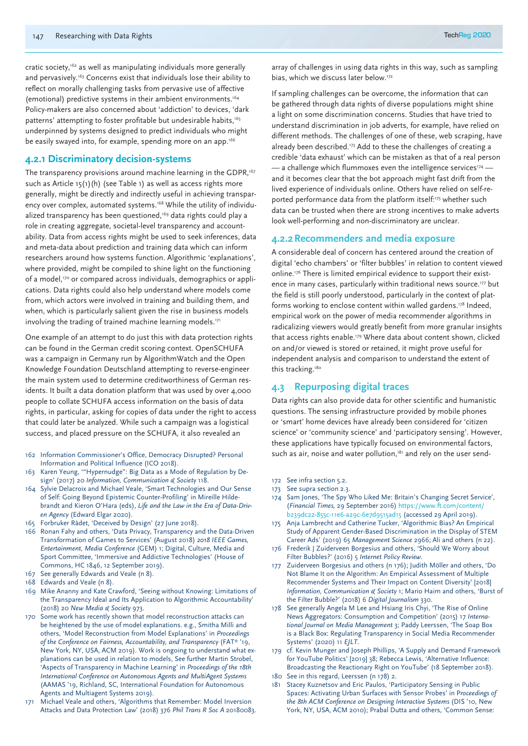cratic society,[162] as well as manipulating individuals more generally and pervasively.[163] Concerns exist that individuals lose their ability to reflect on morally challenging tasks from pervasive use of affective (emotional) predictive systems in their ambient environments.[164] Policy-makers are also concerned about 'addiction' to devices, 'dark patterns' attempting to foster profitable but undesirable habits,[165] underpinned by systems designed to predict individuals who might be easily swayed into, for example, spending more on an app.[166]

### 4.2.1 Discriminatory decision-systems

The transparency provisions around machine learning in the GDPR,[167] such as Article 15(1)(h) (see Table 1) as well as access rights more generally, might be directly and indirectly useful in achieving transparency over complex, automated systems.[168] While the utility of individualized transparency has been questioned,[169] data rights could play a role in creating aggregate, societal-level transparency and accountability. Data from access rights might be used to seek inferences, data and meta-data about prediction and training data which can inform researchers around how systems function. Algorithmic 'explanations', where provided, might be compiled to shine light on the functioning of a model,[170] or compared across individuals, demographics or applications. Data rights could also help understand where models come from, which actors were involved in training and building them, and when, which is particularly salient given the rise in business models involving the trading of trained machine learning models.[171]

One example of an attempt to do just this with data protection rights can be found in the German credit scoring context. OpenSCHUFA was a campaign in Germany run by AlgorithmWatch and the Open Knowledge Foundation Deutschland attempting to reverse-engineer the main system used to determine creditworthiness of German residents. It built a data donation platform that was used by over 4,000 people to collate SCHUFA access information on the basis of data rights, in particular, asking for copies of data under the right to access that could later be analyzed. While such a campaign was a logistical success, and placed pressure on the SCHUFA, it also revealed an array of challenges in using data rights in this way, such as sampling bias, which we discuss later below.[172]

If sampling challenges can be overcome, the information that can be gathered through data rights of diverse populations might shine a light on some discrimination concerns. Studies that have tried to understand discrimination in job adverts, for example, have relied on different methods. The challenges of one of these, web scraping, have already been described.[173] Add to these the challenges of creating a credible 'data exhaust' which can be mistaken as that of a real person — a challenge which flummoxes even the intelligence services[174] — and it becomes clear that the bot approach might fast drift from the lived experience of individuals online. Others have relied on self-reported performance data from the platform itself:[175] whether such data can be trusted when there are strong incentives to make adverts look well-performing and non-discriminatory are unclear.

### 4.2.2 Recommenders and media exposure

A considerable deal of concern has centered around the creation of digital 'echo chambers' or 'filter bubbles' in relation to content viewed online.[176] There is limited empirical evidence to support their existence in many cases, particularly within traditional news source.[177] but the field is still poorly understood, particularly in the context of platforms working to enclose content within walled gardens.[178] Indeed, empirical work on the power of media recommender algorithms in radicalizing viewers would greatly benefit from more granular insights that access rights enable.[179] Where data about content shown, clicked on and/or viewed is stored or retained, it might prove useful for independent analysis and comparison to understand the extent of this tracking.[180]

## 4.3 Repurposing digital traces

Data rights can also provide data for other scientific and humanistic questions. The sensing infrastructure provided by mobile phones or 'smart' home devices have already been considered for 'citizen science' or 'community science' and 'participatory sensing'. However, these applications have typically focused on environmental factors, such as air, noise and water pollution,[181] and rely on the user send-

162 Information Commissioner's Office, Democracy Disrupted? Personal Information and Political Influence (ICO 2018).

163 Karen Yeung, '"Hypernudge": Big Data as a Mode of Regulation by Design' (2017) 20 *Information, Communication & Society* 118.

164 Sylvie Delacroix and Michael Veale, 'Smart Technologies and Our Sense of Self: Going Beyond Epistemic Counter-Profiling' in Mireille Hildebrandt and Kieron O'Hara (eds), *Life and the Law in the Era of Data-Driven Agency* (Edward Elgar 2020).

165 Forbruker Rådet, 'Deceived by Design' (27 June 2018).

166 Ronan Fahy and others, 'Data Privacy, Transparency and the Data-Driven Transformation of Games to Services' (August 2018) *2018 IEEE Games, Entertainment, Media Conference* (GEM) 1; Digital, Culture, Media and Sport Committee, 'Immersive and Addictive Technologies' (House of Commons, HC 1846, 12 September 2019).

167 See generally Edwards and Veale (n 8).

168 Edwards and Veale (n 8).

169 Mike Ananny and Kate Crawford, 'Seeing without Knowing: Limitations of the Transparency Ideal and Its Application to Algorithmic Accountability' (2018) 20 *New Media & Society* 973.

170 Some work has recently shown that model reconstruction attacks can be heightened by the use of model explanations. e.g., Smitha Milli and others, 'Model Reconstruction from Model Explanations' in *Proceedings of the Conference on Fairness, Accountability, and Transparency* (FAT* '19, New York, NY, USA, ACM 2019). Work is ongoing to understand what explanations can be used in relation to models, See further Martin Strobel, 'Aspects of Transparency in Machine Learning' in *Proceedings of the 18th International Conference on Autonomous Agents and MultiAgent Systems* (AAMAS '19, Richland, SC, International Foundation for Autonomous Agents and Multiagent Systems 2019).

171 Michael Veale and others, 'Algorithms that Remember: Model Inversion Attacks and Data Protection Law' (2018) 376 *Phil Trans R Soc A* 20180083.

172 See infra section 5.2.

173 See supra section 2.3.

174 Sam Jones, 'The Spy Who Liked Me: Britain's Changing Secret Service', (*Financial Times,* 29 September 2016) https://www.ft.com/content/b239dc22-855c-11e6-a29c-6e7d9515ad15 (accessed 29 April 2019).

175 Anja Lambrecht and Catherine Tucker, 'Algorithmic Bias? An Empirical Study of Apparent Gender-Based Discrimination in the Display of STEM Career Ads' (2019) 65 *Management Science* 2966; Ali and others (n 22).

176 Frederik J Zuiderveen Borgesius and others, 'Should We Worry about Filter Bubbles?' (2016) 5 *Internet Policy Review*.

177 Zuiderveen Borgesius and others (n 176); Judith Möller and others, 'Do Not Blame It on the Algorithm: An Empirical Assessment of Multiple Recommender Systems and Their Impact on Content Diversity' [2018] *Information, Communication & Society* 1; Mario Haim and others, 'Burst of the Filter Bubble?' (2018) 6 *Digital Journalism* 330.

178 See generally Angela M Lee and Hsiang Iris Chyi, 'The Rise of Online News Aggregators: Consumption and Competition' (2015) 17 *International Journal on Media Management* 3; Paddy Leerssen, 'The Soap Box is a Black Box: Regulating Transparency in Social Media Recommender Systems' (2020) 11 *EJLT*.

179 cf. Kevin Munger and Joseph Phillips, 'A Supply and Demand Framework for YouTube Politics' [2019] 38; Rebecca Lewis, 'Alternative Influence: Broadcasting the Reactionary Right on YouTube' (18 September 2018).

180 See in this regard, Leerssen (n 178) 2.

181 Stacey Kuznetsov and Eric Paulos, 'Participatory Sensing in Public Spaces: Activating Urban Surfaces with Sensor Probes' in *Proceedings of the 8th ACM Conference on Designing Interactive Systems* (DIS '10, New York, NY, USA, ACM 2010); Prabal Dutta and others, 'Common Sense: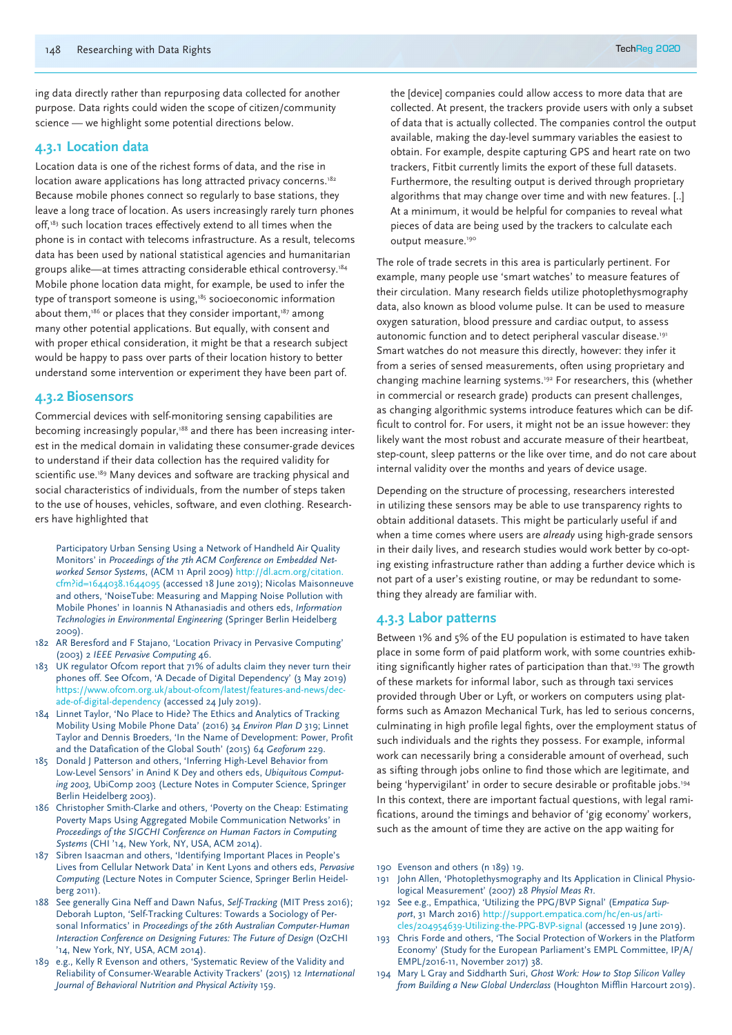ing data directly rather than repurposing data collected for another purpose. Data rights could widen the scope of citizen/community science — we highlight some potential directions below.

### 4.3.1 Location data

Location data is one of the richest forms of data, and the rise in location aware applications has long attracted privacy concerns.[182] Because mobile phones connect so regularly to base stations, they leave a long trace of location. As users increasingly rarely turn phones off,[183] such location traces effectively extend to all times when the phone is in contact with telecoms infrastructure. As a result, telecoms data has been used by national statistical agencies and humanitarian groups alike—at times attracting considerable ethical controversy.[184] Mobile phone location data might, for example, be used to infer the type of transport someone is using,[185] socioeconomic information about them,[186] or places that they consider important,[187] among many other potential applications. But equally, with consent and with proper ethical consideration, it might be that a research subject would be happy to pass over parts of their location history to better understand some intervention or experiment they have been part of.

### 4.3.2 Biosensors

Commercial devices with self-monitoring sensing capabilities are becoming increasingly popular,[188] and there has been increasing interest in the medical domain in validating these consumer-grade devices to understand if their data collection has the required validity for scientific use.[189] Many devices and software are tracking physical and social characteristics of individuals, from the number of steps taken to the use of houses, vehicles, software, and even clothing. Researchers have highlighted that

> the [device] companies could allow access to more data that are collected. At present, the trackers provide users with only a subset of data that is actually collected. The companies control the output available, making the day-level summary variables the easiest to obtain. For example, despite capturing GPS and heart rate on two trackers, Fitbit currently limits the export of these full datasets. Furthermore, the resulting output is derived through proprietary algorithms that may change over time and with new features. [..] At a minimum, it would be helpful for companies to reveal what pieces of data are being used by the trackers to calculate each output measure.[190]

The role of trade secrets in this area is particularly pertinent. For example, many people use 'smart watches' to measure features of their circulation. Many research fields utilize photoplethysmography data, also known as blood volume pulse. It can be used to measure oxygen saturation, blood pressure and cardiac output, to assess autonomic function and to detect peripheral vascular disease.[191] Smart watches do not measure this directly, however: they infer it from a series of sensed measurements, often using proprietary and changing machine learning systems.[192] For researchers, this (whether in commercial or research grade) products can present challenges, as changing algorithmic systems introduce features which can be difficult to control for. For users, it might not be an issue however: they likely want the most robust and accurate measure of their heartbeat, step-count, sleep patterns or the like over time, and do not care about internal validity over the months and years of device usage.

Depending on the structure of processing, researchers interested in utilizing these sensors may be able to use transparency rights to obtain additional datasets. This might be particularly useful if and when a time comes where users are *already* using high-grade sensors in their daily lives, and research studies would work better by co-opting existing infrastructure rather than adding a further device which is not part of a user's existing routine, or may be redundant to something they already are familiar with.

### 4.3.3 Labor patterns

Between 1% and 5% of the EU population is estimated to have taken place in some form of paid platform work, with some countries exhibiting significantly higher rates of participation than that.[193] The growth of these markets for informal labor, such as through taxi services provided through Uber or Lyft, or workers on computers using platforms such as Amazon Mechanical Turk, has led to serious concerns, culminating in high profile legal fights, over the employment status of such individuals and the rights they possess. For example, informal work can necessarily bring a considerable amount of overhead, such as sifting through jobs online to find those which are legitimate, and being 'hypervigilant' in order to secure desirable or profitable jobs.[194] In this context, there are important factual questions, with legal ramifications, around the timings and behavior of 'gig economy' workers, such as the amount of time they are active on the app waiting for

---

Participatory Urban Sensing Using a Network of Handheld Air Quality Monitors' in *Proceedings of the 7th ACM Conference on Embedded Networked Sensor Systems*, (ACM 11 April 2009) http://dl.acm.org/citation.cfm?id=1644038.1644095 (accessed 18 June 2019); Nicolas Maisonneuve and others, 'NoiseTube: Measuring and Mapping Noise Pollution with Mobile Phones' in Ioannis N Athanasiadis and others eds, *Information Technologies in Environmental Engineering* (Springer Berlin Heidelberg 2009).

182 AR Beresford and F Stajano, 'Location Privacy in Pervasive Computing' (2003) 2 *IEEE Pervasive Computing* 46.

183 UK regulator Ofcom report that 71% of adults claim they never turn their phones off. See Ofcom, 'A Decade of Digital Dependency' (3 May 2019) https://www.ofcom.org.uk/about-ofcom/latest/features-and-news/decade-of-digital-dependency (accessed 24 July 2019).

184 Linnet Taylor, 'No Place to Hide? The Ethics and Analytics of Tracking Mobility Using Mobile Phone Data' (2016) 34 *Environ Plan D* 319; Linnet Taylor and Dennis Broeders, 'In the Name of Development: Power, Profit and the Datafication of the Global South' (2015) 64 *Geoforum* 229.

185 Donald J Patterson and others, 'Inferring High-Level Behavior from Low-Level Sensors' in Anind K Dey and others eds, *Ubiquitous Computing 2003*, UbiComp 2003 (Lecture Notes in Computer Science, Springer Berlin Heidelberg 2003).

186 Christopher Smith-Clarke and others, 'Poverty on the Cheap: Estimating Poverty Maps Using Aggregated Mobile Communication Networks' in *Proceedings of the SIGCHI Conference on Human Factors in Computing Systems* (CHI '14, New York, NY, USA, ACM 2014).

187 Sibren Isaacman and others, 'Identifying Important Places in People's Lives from Cellular Network Data' in Kent Lyons and others eds, *Pervasive Computing* (Lecture Notes in Computer Science, Springer Berlin Heidelberg 2011).

188 See generally Gina Neff and Dawn Nafus, *Self-Tracking* (MIT Press 2016); Deborah Lupton, 'Self-Tracking Cultures: Towards a Sociology of Personal Informatics' in *Proceedings of the 26th Australian Computer-Human Interaction Conference on Designing Futures: The Future of Design* (OzCHI '14, New York, NY, USA, ACM 2014).

189 e.g., Kelly R Evenson and others, 'Systematic Review of the Validity and Reliability of Consumer-Wearable Activity Trackers' (2015) 12 *International Journal of Behavioral Nutrition and Physical Activity* 159.

190 Evenson and others (n 189) 19.

191 John Allen, 'Photoplethysmography and Its Application in Clinical Physiological Measurement' (2007) 28 *Physiol Meas R1*.

192 See e.g., Empathica, 'Utilizing the PPG/BVP Signal' (*Empatica Support*, 31 March 2016) http://support.empatica.com/hc/en-us/articles/204954639-Utilizing-the-PPG-BVP-signal (accessed 19 June 2019).

193 Chris Forde and others, 'The Social Protection of Workers in the Platform Economy' (Study for the European Parliament's EMPL Committee, IP/A/EMPL/2016-11, November 2017) 38.

194 Mary L Gray and Siddharth Suri, *Ghost Work: How to Stop Silicon Valley from Building a New Global Underclass* (Houghton Mifflin Harcourt 2019).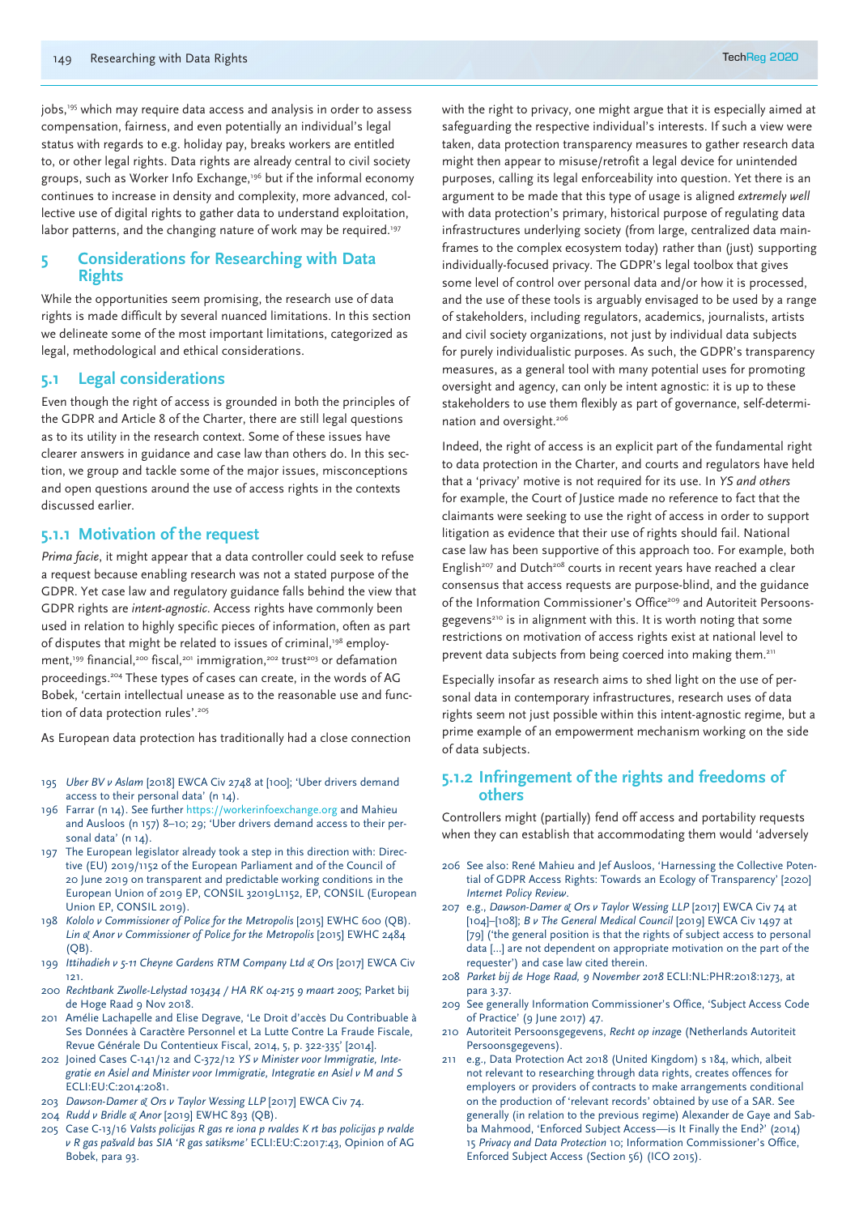jobs,[195] which may require data access and analysis in order to assess compensation, fairness, and even potentially an individual's legal status with regards to e.g. holiday pay, breaks workers are entitled to, or other legal rights. Data rights are already central to civil society groups, such as Worker Info Exchange,[196] but if the informal economy continues to increase in density and complexity, more advanced, collective use of digital rights to gather data to understand exploitation, labor patterns, and the changing nature of work may be required.[197]

## 5 Considerations for Researching with Data Rights

While the opportunities seem promising, the research use of data rights is made difficult by several nuanced limitations. In this section we delineate some of the most important limitations, categorized as legal, methodological and ethical considerations.

### 5.1 Legal considerations

Even though the right of access is grounded in both the principles of the GDPR and Article 8 of the Charter, there are still legal questions as to its utility in the research context. Some of these issues have clearer answers in guidance and case law than others do. In this section, we group and tackle some of the major issues, misconceptions and open questions around the use of access rights in the contexts discussed earlier.

#### 5.1.1 Motivation of the request

*Prima facie*, it might appear that a data controller could seek to refuse a request because enabling research was not a stated purpose of the GDPR. Yet case law and regulatory guidance falls behind the view that GDPR rights are *intent-agnostic*. Access rights have commonly been used in relation to highly specific pieces of information, often as part of disputes that might be related to issues of criminal,[198] employment,[199] financial,[200] fiscal,[201] immigration,[202] trust[203] or defamation proceedings.[204] These types of cases can create, in the words of AG Bobek, 'certain intellectual unease as to the reasonable use and function of data protection rules'.[205]

As European data protection has traditionally had a close connection with the right to privacy, one might argue that it is especially aimed at safeguarding the respective individual's interests. If such a view were taken, data protection transparency measures to gather research data might then appear to misuse/retrofit a legal device for unintended purposes, calling its legal enforceability into question. Yet there is an argument to be made that this type of usage is aligned *extremely well* with data protection's primary, historical purpose of regulating data infrastructures underlying society (from large, centralized data mainframes to the complex ecosystem today) rather than (just) supporting individually-focused privacy. The GDPR's legal toolbox that gives some level of control over personal data and/or how it is processed, and the use of these tools is arguably envisaged to be used by a range of stakeholders, including regulators, academics, journalists, artists and civil society organizations, not just by individual data subjects for purely individualistic purposes. As such, the GDPR's transparency measures, as a general tool with many potential uses for promoting oversight and agency, can only be intent agnostic: it is up to these stakeholders to use them flexibly as part of governance, self-determination and oversight.[206]

Indeed, the right of access is an explicit part of the fundamental right to data protection in the Charter, and courts and regulators have held that a 'privacy' motive is not required for its use. In *YS and others* for example, the Court of Justice made no reference to fact that the claimants were seeking to use the right of access in order to support litigation as evidence that their use of rights should fail. National case law has been supportive of this approach too. For example, both English[207] and Dutch[208] courts in recent years have reached a clear consensus that access requests are purpose-blind, and the guidance of the Information Commissioner's Office[209] and Autoriteit Persoonsgegevens[210] is in alignment with this. It is worth noting that some restrictions on motivation of access rights exist at national level to prevent data subjects from being coerced into making them.[211]

Especially insofar as research aims to shed light on the use of personal data in contemporary infrastructures, research uses of data rights seem not just possible within this intent-agnostic regime, but a prime example of an empowerment mechanism working on the side of data subjects.

#### 5.1.2 Infringement of the rights and freedoms of others

Controllers might (partially) fend off access and portability requests when they can establish that accommodating them would 'adversely

---

195 *Uber BV v Aslam* [2018] EWCA Civ 2748 at [100]; 'Uber drivers demand access to their personal data' (n 14).

196 Farrar (n 14). See further https://workerinfoexchange.org and Mahieu and Ausloos (n 157) 8–10; 29; 'Uber drivers demand access to their personal data' (n 14).

197 The European legislator already took a step in this direction with: Directive (EU) 2019/1152 of the European Parliament and of the Council of 20 June 2019 on transparent and predictable working conditions in the European Union of 2019 EP, CONSIL 32019L1152, EP, CONSIL (European Union EP, CONSIL 2019).

198 *Kololo v Commissioner of Police for the Metropolis* [2015] EWHC 600 (QB). *Lin & Anor v Commissioner of Police for the Metropolis* [2015] EWHC 2484 (QB).

199 *Ittihadieh v 5-11 Cheyne Gardens RTM Company Ltd & Ors* [2017] EWCA Civ 121.

200 *Rechtbank Zwolle-Lelystad 103434 / HA RK 04-215 9 maart 2005*; Parket bij de Hoge Raad 9 Nov 2018.

201 Amélie Lachapelle and Elise Degrave, 'Le Droit d'accès Du Contribuable à Ses Données à Caractère Personnel et La Lutte Contre La Fraude Fiscale, Revue Générale Du Contentieux Fiscal, 2014, 5, p. 322-335' [2014].

202 Joined Cases C-141/12 and C-372/12 *YS v Minister voor Immigratie, Integratie en Asiel and Minister voor Immigratie, Integratie en Asiel v M and S* ECLI:EU:C:2014:2081.

203 *Dawson-Damer & Ors v Taylor Wessing LLP* [2017] EWCA Civ 74.

204 *Rudd v Bridle & Anor* [2019] EWHC 893 (QB).

205 Case C-13/16 *Valsts policijas R gas re iona p rvaldes K rt bas policijas p rvalde v R gas pašvald bas SIA 'R gas satiksme'* ECLI:EU:C:2017:43, Opinion of AG Bobek, para 93.

206 See also: René Mahieu and Jef Ausloos, 'Harnessing the Collective Potential of GDPR Access Rights: Towards an Ecology of Transparency' [2020] *Internet Policy Review*.

207 e.g., *Dawson-Damer & Ors v Taylor Wessing LLP* [2017] EWCA Civ 74 at [104]–[108]; *B v The General Medical Council* [2019] EWCA Civ 1497 at [79] ('the general position is that the rights of subject access to personal data […] are not dependent on appropriate motivation on the part of the requester') and case law cited therein.

208 *Parket bij de Hoge Raad, 9 November 2018* ECLI:NL:PHR:2018:1273, at para 3.37.

209 See generally Information Commissioner's Office, 'Subject Access Code of Practice' (9 June 2017) 47.

210 Autoriteit Persoonsgegevens, *Recht op inzage* (Netherlands Autoriteit Persoonsgegevens).

211 e.g., Data Protection Act 2018 (United Kingdom) s 184, which, albeit not relevant to researching through data rights, creates offences for employers or providers of contracts to make arrangements conditional on the production of 'relevant records' obtained by use of a SAR. See generally (in relation to the previous regime) Alexander de Gaye and Sabba Mahmood, 'Enforced Subject Access—is It Finally the End?' (2014) 15 *Privacy and Data Protection* 10; Information Commissioner's Office, Enforced Subject Access (Section 56) (ICO 2015).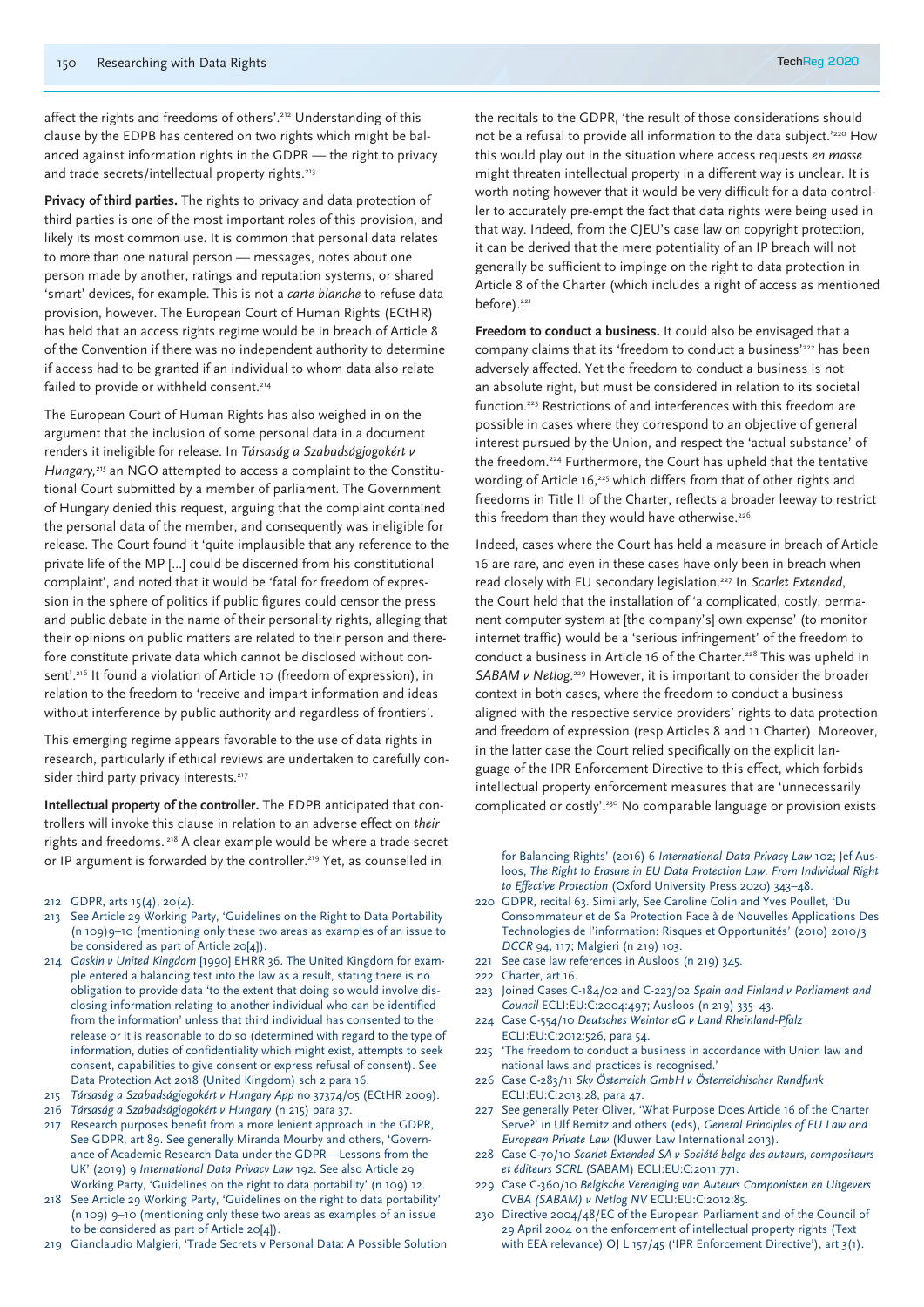affect the rights and freedoms of others'.[212] Understanding of this clause by the EDPB has centered on two rights which might be balanced against information rights in the GDPR — the right to privacy and trade secrets/intellectual property rights.[213]

**Privacy of third parties.** The rights to privacy and data protection of third parties is one of the most important roles of this provision, and likely its most common use. It is common that personal data relates to more than one natural person — messages, notes about one person made by another, ratings and reputation systems, or shared 'smart' devices, for example. This is not a *carte blanche* to refuse data provision, however. The European Court of Human Rights (ECtHR) has held that an access rights regime would be in breach of Article 8 of the Convention if there was no independent authority to determine if access had to be granted if an individual to whom data also relate failed to provide or withheld consent.[214]

The European Court of Human Rights has also weighed in on the argument that the inclusion of some personal data in a document renders it ineligible for release. In *Társaság a Szabadságjogokért v Hungary,*[215] an NGO attempted to access a complaint to the Constitutional Court submitted by a member of parliament. The Government of Hungary denied this request, arguing that the complaint contained the personal data of the member, and consequently was ineligible for release. The Court found it 'quite implausible that any reference to the private life of the MP [...] could be discerned from his constitutional complaint', and noted that it would be 'fatal for freedom of expression in the sphere of politics if public figures could censor the press and public debate in the name of their personality rights, alleging that their opinions on public matters are related to their person and therefore constitute private data which cannot be disclosed without consent'.[216] It found a violation of Article 10 (freedom of expression), in relation to the freedom to 'receive and impart information and ideas without interference by public authority and regardless of frontiers'.

This emerging regime appears favorable to the use of data rights in research, particularly if ethical reviews are undertaken to carefully consider third party privacy interests.[217]

**Intellectual property of the controller.** The EDPB anticipated that controllers will invoke this clause in relation to an adverse effect on *their* rights and freedoms.[218] A clear example would be where a trade secret or IP argument is forwarded by the controller.[219] Yet, as counselled in the recitals to the GDPR, 'the result of those considerations should not be a refusal to provide all information to the data subject.'[220] How this would play out in the situation where access requests *en masse* might threaten intellectual property in a different way is unclear. It is worth noting however that it would be very difficult for a data controller to accurately pre-empt the fact that data rights were being used in that way. Indeed, from the CJEU's case law on copyright protection, it can be derived that the mere potentiality of an IP breach will not generally be sufficient to impinge on the right to data protection in Article 8 of the Charter (which includes a right of access as mentioned before).[221]

**Freedom to conduct a business.** It could also be envisaged that a company claims that its 'freedom to conduct a business'[222] has been adversely affected. Yet the freedom to conduct a business is not an absolute right, but must be considered in relation to its societal function.[223] Restrictions of and interferences with this freedom are possible in cases where they correspond to an objective of general interest pursued by the Union, and respect the 'actual substance' of the freedom.[224] Furthermore, the Court has upheld that the tentative wording of Article 16,[225] which differs from that of other rights and freedoms in Title II of the Charter, reflects a broader leeway to restrict this freedom than they would have otherwise.[226]

Indeed, cases where the Court has held a measure in breach of Article 16 are rare, and even in these cases have only been in breach when read closely with EU secondary legislation.[227] In *Scarlet Extended*, the Court held that the installation of 'a complicated, costly, permanent computer system at [the company's] own expense' (to monitor internet traffic) would be a 'serious infringement' of the freedom to conduct a business in Article 16 of the Charter.[228] This was upheld in *SABAM v Netlog*.[229] However, it is important to consider the broader context in both cases, where the freedom to conduct a business aligned with the respective service providers' rights to data protection and freedom of expression (resp Articles 8 and 11 Charter). Moreover, in the latter case the Court relied specifically on the explicit language of the IPR Enforcement Directive to this effect, which forbids intellectual property enforcement measures that are 'unnecessarily complicated or costly'.[230] No comparable language or provision exists

212 GDPR, arts 15(4), 20(4).

213 See Article 29 Working Party, 'Guidelines on the Right to Data Portability (n 109)9–10 (mentioning only these two areas as examples of an issue to be considered as part of Article 20[4]).

214 *Gaskin v United Kingdom* [1990] EHRR 36. The United Kingdom for example entered a balancing test into the law as a result, stating there is no obligation to provide data 'to the extent that doing so would involve disclosing information relating to another individual who can be identified from the information' unless that third individual has consented to the release or it is reasonable to do so (determined with regard to the type of information, duties of confidentiality which might exist, attempts to seek consent, capabilities to give consent or express refusal of consent). See Data Protection Act 2018 (United Kingdom) sch 2 para 16.

215 *Társaság a Szabadságjogokért v Hungary App* no 37374/05 (ECtHR 2009).

216 *Társaság a Szabadságjogokért v Hungary* (n 215) para 37.

217 Research purposes benefit from a more lenient approach in the GDPR, See GDPR, art 89. See generally Miranda Mourby and others, 'Governance of Academic Research Data under the GDPR—Lessons from the UK' (2019) 9 *International Data Privacy Law* 192. See also Article 29 Working Party, 'Guidelines on the right to data portability' (n 109) 12.

218 See Article 29 Working Party, 'Guidelines on the right to data portability' (n 109) 9–10 (mentioning only these two areas as examples of an issue to be considered as part of Article 20[4]).

219 Gianclaudio Malgieri, 'Trade Secrets v Personal Data: A Possible Solution for Balancing Rights' (2016) 6 *International Data Privacy Law* 102; Jef Ausloos, *The Right to Erasure in EU Data Protection Law. From Individual Right to Effective Protection* (Oxford University Press 2020) 343–48.

220 GDPR, recital 63. Similarly, See Caroline Colin and Yves Poullet, 'Du Consommateur et de Sa Protection Face à de Nouvelles Applications Des Technologies de l'information: Risques et Opportunités' (2010) 2010/3 *DCCR* 94, 117; Malgieri (n 219) 103.

221 See case law references in Ausloos (n 219) 345.

222 Charter, art 16.

223 Joined Cases C-184/02 and C-223/02 *Spain and Finland v Parliament and Council* ECLI:EU:C:2004:497; Ausloos (n 219) 335–43.

224 Case C-554/10 *Deutsches Weintor eG v Land Rheinland-Pfalz* ECLI:EU:C:2012:526, para 54.

225 'The freedom to conduct a business in accordance with Union law and national laws and practices is recognised.'

226 Case C-283/11 *Sky Österreich GmbH v Österreichischer Rundfunk* ECLI:EU:C:2013:28, para 47.

227 See generally Peter Oliver, 'What Purpose Does Article 16 of the Charter Serve?' in Ulf Bernitz and others (eds), *General Principles of EU Law and European Private Law* (Kluwer Law International 2013).

228 Case C-70/10 *Scarlet Extended SA v Société belge des auteurs, compositeurs et éditeurs SCRL* (SABAM) ECLI:EU:C:2011:771.

229 Case C-360/10 *Belgische Vereniging van Auteurs Componisten en Uitgevers CVBA (SABAM) v Netlog NV* ECLI:EU:C:2012:85.

230 Directive 2004/48/EC of the European Parliament and of the Council of 29 April 2004 on the enforcement of intellectual property rights (Text with EEA relevance) OJ L 157/45 ('IPR Enforcement Directive'), art 3(1).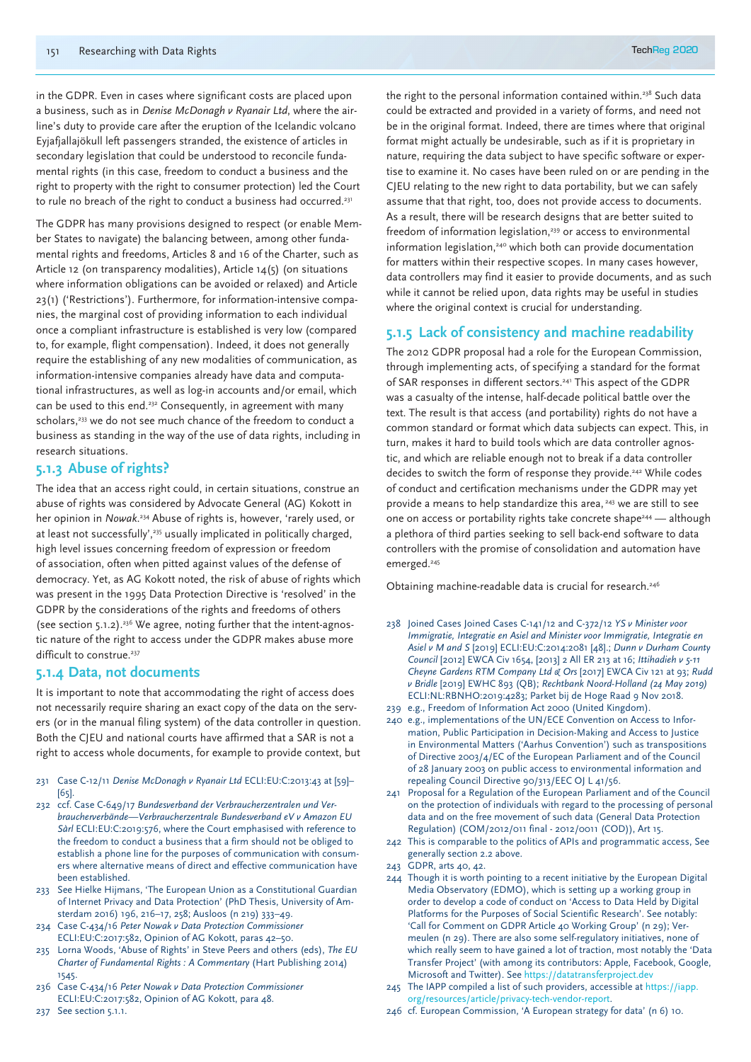in the GDPR. Even in cases where significant costs are placed upon a business, such as in *Denise McDonagh v Ryanair Ltd*, where the airline's duty to provide care after the eruption of the Icelandic volcano Eyjafjallajökull left passengers stranded, the existence of articles in secondary legislation that could be understood to reconcile fundamental rights (in this case, freedom to conduct a business and the right to property with the right to consumer protection) led the Court to rule no breach of the right to conduct a business had occurred.[231]

The GDPR has many provisions designed to respect (or enable Member States to navigate) the balancing between, among other fundamental rights and freedoms, Articles 8 and 16 of the Charter, such as Article 12 (on transparency modalities), Article 14(5) (on situations where information obligations can be avoided or relaxed) and Article 23(1) ('Restrictions'). Furthermore, for information-intensive companies, the marginal cost of providing information to each individual once a compliant infrastructure is established is very low (compared to, for example, flight compensation). Indeed, it does not generally require the establishing of any new modalities of communication, as information-intensive companies already have data and computational infrastructures, as well as log-in accounts and/or email, which can be used to this end.[232] Consequently, in agreement with many scholars,[233] we do not see much chance of the freedom to conduct a business as standing in the way of the use of data rights, including in research situations.

## 5.1.3 Abuse of rights?

The idea that an access right could, in certain situations, construe an abuse of rights was considered by Advocate General (AG) Kokott in her opinion in *Nowak*.[234] Abuse of rights is, however, 'rarely used, or at least not successfully',[235] usually implicated in politically charged, high level issues concerning freedom of expression or freedom of association, often when pitted against values of the defense of democracy. Yet, as AG Kokott noted, the risk of abuse of rights which was present in the 1995 Data Protection Directive is 'resolved' in the GDPR by the considerations of the rights and freedoms of others (see section 5.1.2).[236] We agree, noting further that the intent-agnostic nature of the right to access under the GDPR makes abuse more difficult to construe.[237]

## 5.1.4 Data, not documents

It is important to note that accommodating the right of access does not necessarily require sharing an exact copy of the data on the servers (or in the manual filing system) of the data controller in question. Both the CJEU and national courts have affirmed that a SAR is not a right to access whole documents, for example to provide context, but the right to the personal information contained within.[238] Such data could be extracted and provided in a variety of forms, and need not be in the original format. Indeed, there are times where that original format might actually be undesirable, such as if it is proprietary in nature, requiring the data subject to have specific software or expertise to examine it. No cases have been ruled on or are pending in the CJEU relating to the new right to data portability, but we can safely assume that that right, too, does not provide access to documents. As a result, there will be research designs that are better suited to freedom of information legislation,[239] or access to environmental information legislation,[240] which both can provide documentation for matters within their respective scopes. In many cases however, data controllers may find it easier to provide documents, and as such while it cannot be relied upon, data rights may be useful in studies where the original context is crucial for understanding.

## 5.1.5 Lack of consistency and machine readability

The 2012 GDPR proposal had a role for the European Commission, through implementing acts, of specifying a standard for the format of SAR responses in different sectors.[241] This aspect of the GDPR was a casualty of the intense, half-decade political battle over the text. The result is that access (and portability) rights do not have a common standard or format which data subjects can expect. This, in turn, makes it hard to build tools which are data controller agnostic, and which are reliable enough not to break if a data controller decides to switch the form of response they provide.[242] While codes of conduct and certification mechanisms under the GDPR may yet provide a means to help standardize this area, [243] we are still to see one on access or portability rights take concrete shape[244] — although a plethora of third parties seeking to sell back-end software to data controllers with the promise of consolidation and automation have emerged.[245]

Obtaining machine-readable data is crucial for research.[246]

---

231 Case C-12/11 *Denise McDonagh v Ryanair Ltd* ECLI:EU:C:2013:43 at [59]–[65].

232 ccf. Case C-649/17 *Bundesverband der Verbraucherzentralen und Verbraucherverbände—Verbraucherzentrale Bundesverband eV v Amazon EU Sàrl* ECLI:EU:C:2019:576, where the Court emphasised with reference to the freedom to conduct a business that a firm should not be obliged to establish a phone line for the purposes of communication with consumers where alternative means of direct and effective communication have been established.

233 See Hielke Hijmans, 'The European Union as a Constitutional Guardian of Internet Privacy and Data Protection' (PhD Thesis, University of Amsterdam 2016) 196, 216–17, 258; Ausloos (n 219) 333–49.

234 Case C-434/16 *Peter Nowak v Data Protection Commissioner* ECLI:EU:C:2017:582, Opinion of AG Kokott, paras 42–50.

235 Lorna Woods, 'Abuse of Rights' in Steve Peers and others (eds), *The EU Charter of Fundamental Rights : A Commentary* (Hart Publishing 2014) 1545.

236 Case C-434/16 *Peter Nowak v Data Protection Commissioner* ECLI:EU:C:2017:582, Opinion of AG Kokott, para 48.

237 See section 5.1.1.

238 Joined Cases Joined Cases C-141/12 and C-372/12 *YS v Minister voor Immigratie, Integratie en Asiel and Minister voor Immigratie, Integratie en Asiel v M and S* [2019] ECLI:EU:C:2014:2081 [48].; *Dunn v Durham County Council* [2012] EWCA Civ 1654, [2013] 2 All ER 213 at 16; *Ittihadieh v 5-11 Cheyne Gardens RTM Company Ltd & Ors* [2017] EWCA Civ 121 at 93; *Rudd v Bridle* [2019] EWHC 893 (QB); *Rechtbank Noord-Holland (24 May 2019)* ECLI:NL:RBNHO:2019:4283; Parket bij de Hoge Raad 9 Nov 2018.

239 e.g., Freedom of Information Act 2000 (United Kingdom).

240 e.g., implementations of the UN/ECE Convention on Access to Information, Public Participation in Decision-Making and Access to Justice in Environmental Matters ('Aarhus Convention') such as transpositions of Directive 2003/4/EC of the European Parliament and of the Council of 28 January 2003 on public access to environmental information and repealing Council Directive 90/313/EEC OJ L 41/56.

241 Proposal for a Regulation of the European Parliament and of the Council on the protection of individuals with regard to the processing of personal data and on the free movement of such data (General Data Protection Regulation) (COM/2012/011 final - 2012/0011 (COD)), Art 15.

242 This is comparable to the politics of APIs and programmatic access, See generally section 2.2 above.

243 GDPR, arts 40, 42.

244 Though it is worth pointing to a recent initiative by the European Digital Media Observatory (EDMO), which is setting up a working group in order to develop a code of conduct on 'Access to Data Held by Digital Platforms for the Purposes of Social Scientific Research'. See notably: 'Call for Comment on GDPR Article 40 Working Group' (n 29); Vermeulen (n 29). There are also some self-regulatory initiatives, none of which really seem to have gained a lot of traction, most notably the 'Data Transfer Project' (with among its contributors: Apple, Facebook, Google, Microsoft and Twitter). See https://datatransferproject.dev

245 The IAPP compiled a list of such providers, accessible at https://iapp.org/resources/article/privacy-tech-vendor-report.

246 cf. European Commission, 'A European strategy for data' (n 6) 10.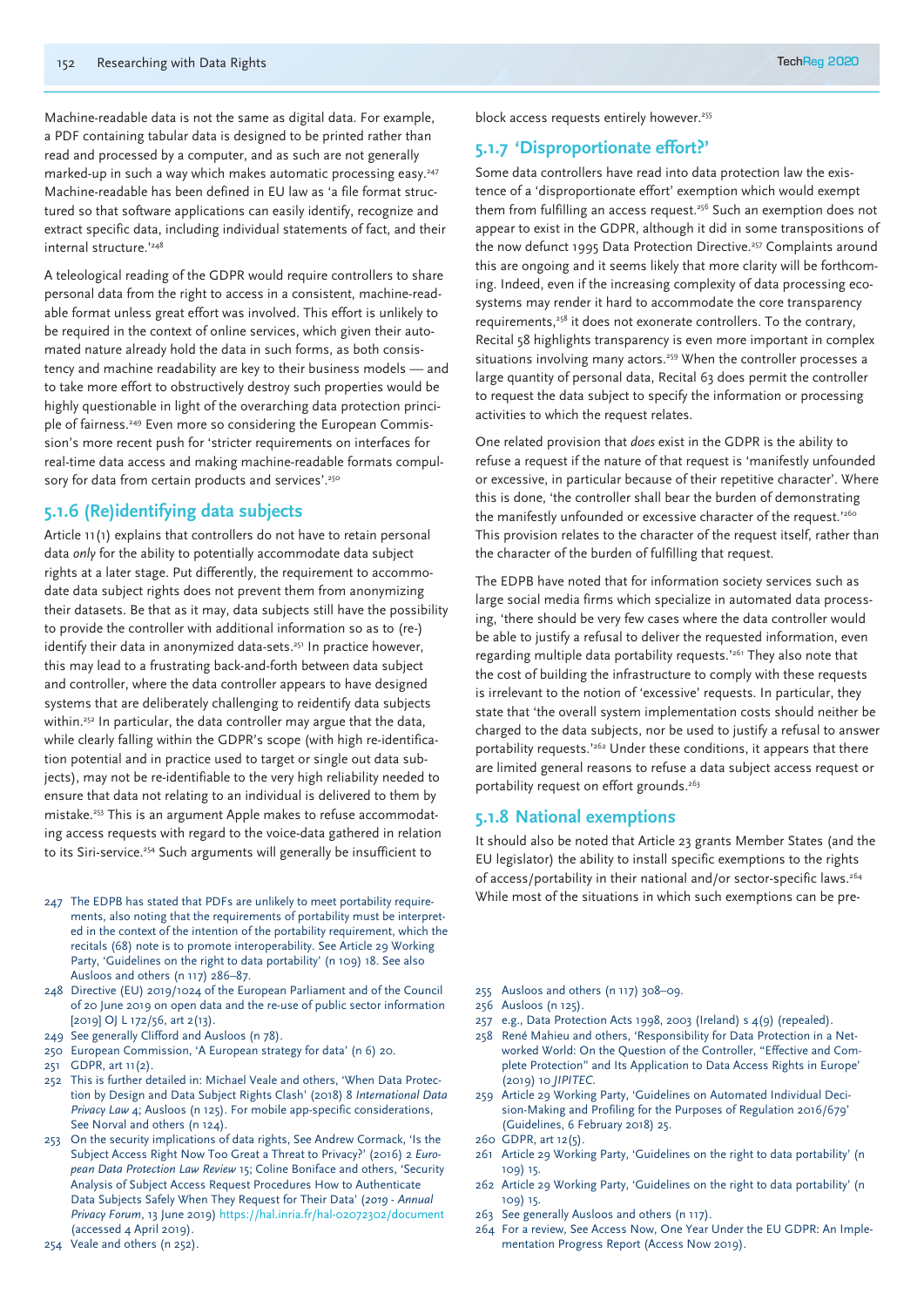Machine-readable data is not the same as digital data. For example, a PDF containing tabular data is designed to be printed rather than read and processed by a computer, and as such are not generally marked-up in such a way which makes automatic processing easy.[247] Machine-readable has been defined in EU law as 'a file format structured so that software applications can easily identify, recognize and extract specific data, including individual statements of fact, and their internal structure.'[248]

A teleological reading of the GDPR would require controllers to share personal data from the right to access in a consistent, machine-readable format unless great effort was involved. This effort is unlikely to be required in the context of online services, which given their automated nature already hold the data in such forms, as both consistency and machine readability are key to their business models — and to take more effort to obstructively destroy such properties would be highly questionable in light of the overarching data protection principle of fairness.[249] Even more so considering the European Commission's more recent push for 'stricter requirements on interfaces for real-time data access and making machine-readable formats compulsory for data from certain products and services'.[250]

## 5.1.6 (Re)identifying data subjects

Article 11(1) explains that controllers do not have to retain personal data *only* for the ability to potentially accommodate data subject rights at a later stage. Put differently, the requirement to accommodate data subject rights does not prevent them from anonymizing their datasets. Be that as it may, data subjects still have the possibility to provide the controller with additional information so as to (re-)identify their data in anonymized data-sets.[251] In practice however, this may lead to a frustrating back-and-forth between data subject and controller, where the data controller appears to have designed systems that are deliberately challenging to reidentify data subjects within.[252] In particular, the data controller may argue that the data, while clearly falling within the GDPR's scope (with high re-identification potential and in practice used to target or single out data subjects), may not be re-identifiable to the very high reliability needed to ensure that data not relating to an individual is delivered to them by mistake.[253] This is an argument Apple makes to refuse accommodating access requests with regard to the voice-data gathered in relation to its Siri-service.[254] Such arguments will generally be insufficient to block access requests entirely however.[255]

## 5.1.7 'Disproportionate effort?'

Some data controllers have read into data protection law the existence of a 'disproportionate effort' exemption which would exempt them from fulfilling an access request.[256] Such an exemption does not appear to exist in the GDPR, although it did in some transpositions of the now defunct 1995 Data Protection Directive.[257] Complaints around this are ongoing and it seems likely that more clarity will be forthcoming. Indeed, even if the increasing complexity of data processing ecosystems may render it hard to accommodate the core transparency requirements,[258] it does not exonerate controllers. To the contrary, Recital 58 highlights transparency is even more important in complex situations involving many actors.[259] When the controller processes a large quantity of personal data, Recital 63 does permit the controller to request the data subject to specify the information or processing activities to which the request relates.

One related provision that *does* exist in the GDPR is the ability to refuse a request if the nature of that request is 'manifestly unfounded or excessive, in particular because of their repetitive character'. Where this is done, 'the controller shall bear the burden of demonstrating the manifestly unfounded or excessive character of the request.'[260] This provision relates to the character of the request itself, rather than the character of the burden of fulfilling that request.

The EDPB have noted that for information society services such as large social media firms which specialize in automated data processing, 'there should be very few cases where the data controller would be able to justify a refusal to deliver the requested information, even regarding multiple data portability requests.'[261] They also note that the cost of building the infrastructure to comply with these requests is irrelevant to the notion of 'excessive' requests. In particular, they state that 'the overall system implementation costs should neither be charged to the data subjects, nor be used to justify a refusal to answer portability requests.'[262] Under these conditions, it appears that there are limited general reasons to refuse a data subject access request or portability request on effort grounds.[263]

## 5.1.8 National exemptions

It should also be noted that Article 23 grants Member States (and the EU legislator) the ability to install specific exemptions to the rights of access/portability in their national and/or sector-specific laws.[264] While most of the situations in which such exemptions can be pre-

---

247 The EDPB has stated that PDFs are unlikely to meet portability requirements, also noting that the requirements of portability must be interpreted in the context of the intention of the portability requirement, which the recitals (68) note is to promote interoperability. See Article 29 Working Party, 'Guidelines on the right to data portability' (n 109) 18. See also Ausloos and others (n 117) 286–87.

248 Directive (EU) 2019/1024 of the European Parliament and of the Council of 20 June 2019 on open data and the re-use of public sector information [2019] OJ L 172/56, art 2(13).

249 See generally Clifford and Ausloos (n 78).

250 European Commission, 'A European strategy for data' (n 6) 20.

251 GDPR, art 11(2).

252 This is further detailed in: Michael Veale and others, 'When Data Protection by Design and Data Subject Rights Clash' (2018) 8 *International Data Privacy Law* 4; Ausloos (n 125). For mobile app-specific considerations, See Norval and others (n 124).

253 On the security implications of data rights, See Andrew Cormack, 'Is the Subject Access Right Now Too Great a Threat to Privacy?' (2016) 2 *European Data Protection Law Review* 15; Coline Boniface and others, 'Security Analysis of Subject Access Request Procedures How to Authenticate Data Subjects Safely When They Request for Their Data' (*2019 - Annual Privacy Forum*, 13 June 2019) https://hal.inria.fr/hal-02072302/document (accessed 4 April 2019).

254 Veale and others (n 252).

255 Ausloos and others (n 117) 308–09.

256 Ausloos (n 125).

257 e.g., Data Protection Acts 1998, 2003 (Ireland) s 4(9) (repealed).

258 René Mahieu and others, 'Responsibility for Data Protection in a Networked World: On the Question of the Controller, "Effective and Complete Protection" and Its Application to Data Access Rights in Europe' (2019) 10 *JIPITEC*.

259 Article 29 Working Party, 'Guidelines on Automated Individual Decision-Making and Profiling for the Purposes of Regulation 2016/679' (Guidelines, 6 February 2018) 25.

260 GDPR, art 12(5).

261 Article 29 Working Party, 'Guidelines on the right to data portability' (n 109) 15.

262 Article 29 Working Party, 'Guidelines on the right to data portability' (n 109) 15.

263 See generally Ausloos and others (n 117).

264 For a review, See Access Now, One Year Under the EU GDPR: An Implementation Progress Report (Access Now 2019).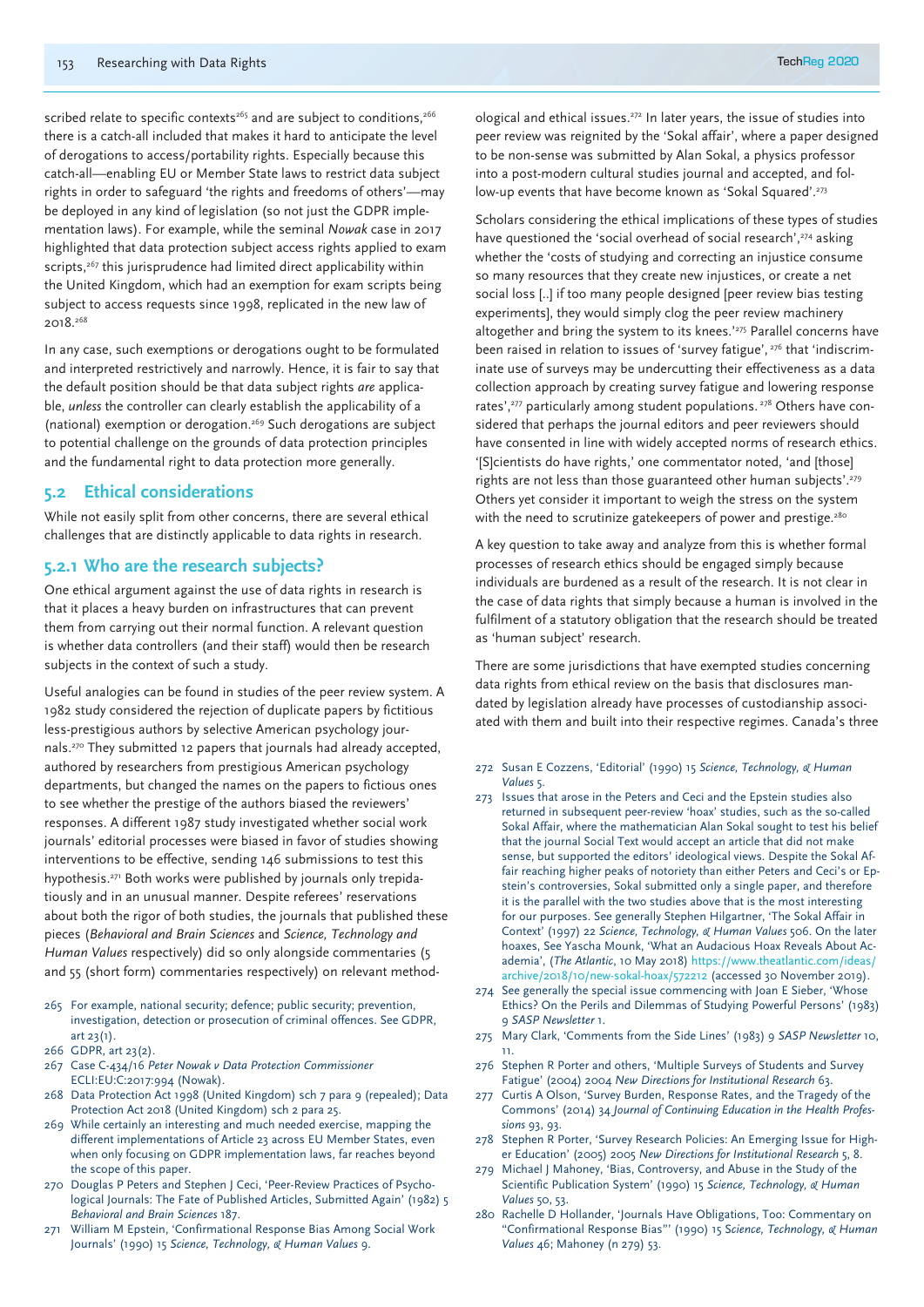scribed relate to specific contexts[265] and are subject to conditions,[266] there is a catch-all included that makes it hard to anticipate the level of derogations to access/portability rights. Especially because this catch-all—enabling EU or Member State laws to restrict data subject rights in order to safeguard 'the rights and freedoms of others'—may be deployed in any kind of legislation (so not just the GDPR implementation laws). For example, while the seminal *Nowak* case in 2017 highlighted that data protection subject access rights applied to exam scripts,[267] this jurisprudence had limited direct applicability within the United Kingdom, which had an exemption for exam scripts being subject to access requests since 1998, replicated in the new law of 2018.[268]

In any case, such exemptions or derogations ought to be formulated and interpreted restrictively and narrowly. Hence, it is fair to say that the default position should be that data subject rights *are* applicable, *unless* the controller can clearly establish the applicability of a (national) exemption or derogation.[269] Such derogations are subject to potential challenge on the grounds of data protection principles and the fundamental right to data protection more generally.

## 5.2 Ethical considerations

While not easily split from other concerns, there are several ethical challenges that are distinctly applicable to data rights in research.

### 5.2.1 Who are the research subjects?

One ethical argument against the use of data rights in research is that it places a heavy burden on infrastructures that can prevent them from carrying out their normal function. A relevant question is whether data controllers (and their staff) would then be research subjects in the context of such a study.

Useful analogies can be found in studies of the peer review system. A 1982 study considered the rejection of duplicate papers by fictitious less-prestigious authors by selective American psychology journals.[270] They submitted 12 papers that journals had already accepted, authored by researchers from prestigious American psychology departments, but changed the names on the papers to fictious ones to see whether the prestige of the authors biased the reviewers' responses. A different 1987 study investigated whether social work journals' editorial processes were biased in favor of studies showing interventions to be effective, sending 146 submissions to test this hypothesis.[271] Both works were published by journals only trepidatiously and in an unusual manner. Despite referees' reservations about both the rigor of both studies, the journals that published these pieces (*Behavioral and Brain Sciences* and *Science, Technology and Human Values* respectively) did so only alongside commentaries (5 and 55 (short form) commentaries respectively) on relevant methodological and ethical issues.[272] In later years, the issue of studies into peer review was reignited by the 'Sokal affair', where a paper designed to be non-sense was submitted by Alan Sokal, a physics professor into a post-modern cultural studies journal and accepted, and follow-up events that have become known as 'Sokal Squared'.[273]

Scholars considering the ethical implications of these types of studies have questioned the 'social overhead of social research',[274] asking whether the 'costs of studying and correcting an injustice consume so many resources that they create new injustices, or create a net social loss [..] if too many people designed [peer review bias testing experiments], they would simply clog the peer review machinery altogether and bring the system to its knees.'[275] Parallel concerns have been raised in relation to issues of 'survey fatigue', [276] that 'indiscriminate use of surveys may be undercutting their effectiveness as a data collection approach by creating survey fatigue and lowering response rates',[277] particularly among student populations. [278] Others have considered that perhaps the journal editors and peer reviewers should have consented in line with widely accepted norms of research ethics. '[S]cientists do have rights,' one commentator noted, 'and [those] rights are not less than those guaranteed other human subjects'.[279] Others yet consider it important to weigh the stress on the system with the need to scrutinize gatekeepers of power and prestige.[280]

A key question to take away and analyze from this is whether formal processes of research ethics should be engaged simply because individuals are burdened as a result of the research. It is not clear in the case of data rights that simply because a human is involved in the fulfilment of a statutory obligation that the research should be treated as 'human subject' research.

There are some jurisdictions that have exempted studies concerning data rights from ethical review on the basis that disclosures mandated by legislation already have processes of custodianship associated with them and built into their respective regimes. Canada's three

265 For example, national security; defence; public security; prevention, investigation, detection or prosecution of criminal offences. See GDPR, art 23(1).

266 GDPR, art 23(2).

267 Case C-434/16 *Peter Nowak v Data Protection Commissioner* ECLI:EU:C:2017:994 (Nowak).

268 Data Protection Act 1998 (United Kingdom) sch 7 para 9 (repealed); Data Protection Act 2018 (United Kingdom) sch 2 para 25.

269 While certainly an interesting and much needed exercise, mapping the different implementations of Article 23 across EU Member States, even when only focusing on GDPR implementation laws, far reaches beyond the scope of this paper.

270 Douglas P Peters and Stephen J Ceci, 'Peer-Review Practices of Psychological Journals: The Fate of Published Articles, Submitted Again' (1982) 5 *Behavioral and Brain Sciences* 187.

271 William M Epstein, 'Confirmational Response Bias Among Social Work Journals' (1990) 15 *Science, Technology, & Human Values* 9.

272 Susan E Cozzens, 'Editorial' (1990) 15 *Science, Technology, & Human Values* 5.

273 Issues that arose in the Peters and Ceci and the Epstein studies also returned in subsequent peer-review 'hoax' studies, such as the so-called Sokal Affair, where the mathematician Alan Sokal sought to test his belief that the journal Social Text would accept an article that did not make sense, but supported the editors' ideological views. Despite the Sokal Affair reaching higher peaks of notoriety than either Peters and Ceci's or Epstein's controversies, Sokal submitted only a single paper, and therefore it is the parallel with the two studies above that is the most interesting for our purposes. See generally Stephen Hilgartner, 'The Sokal Affair in Context' (1997) 22 *Science, Technology, & Human Values* 506. On the later hoaxes, See Yascha Mounk, 'What an Audacious Hoax Reveals About Academia', (*The Atlantic*, 10 May 2018) https://www.theatlantic.com/ideas/archive/2018/10/new-sokal-hoax/572212 (accessed 30 November 2019).

274 See generally the special issue commencing with Joan E Sieber, 'Whose Ethics? On the Perils and Dilemmas of Studying Powerful Persons' (1983) 9 *SASP Newsletter* 1.

275 Mary Clark, 'Comments from the Side Lines' (1983) 9 *SASP Newsletter* 10, 11.

276 Stephen R Porter and others, 'Multiple Surveys of Students and Survey Fatigue' (2004) 2004 *New Directions for Institutional Research* 63.

277 Curtis A Olson, 'Survey Burden, Response Rates, and the Tragedy of the Commons' (2014) 34 *Journal of Continuing Education in the Health Professions* 93, 93.

278 Stephen R Porter, 'Survey Research Policies: An Emerging Issue for Higher Education' (2005) 2005 *New Directions for Institutional Research* 5, 8.

279 Michael J Mahoney, 'Bias, Controversy, and Abuse in the Study of the Scientific Publication System' (1990) 15 *Science, Technology, & Human Values* 50, 53.

280 Rachelle D Hollander, 'Journals Have Obligations, Too: Commentary on "Confirmational Response Bias"' (1990) 15 *Science, Technology, & Human Values* 46; Mahoney (n 279) 53.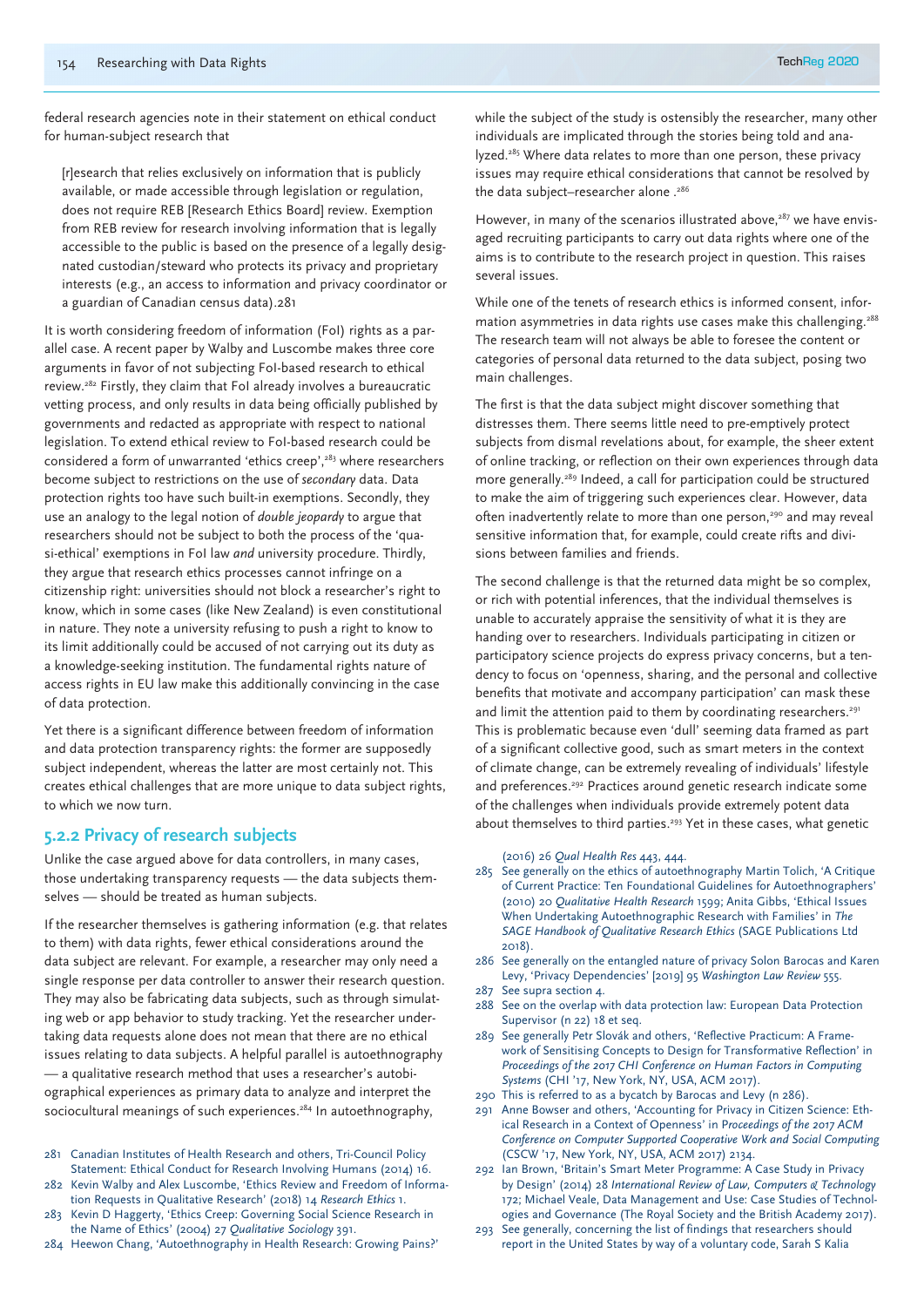federal research agencies note in their statement on ethical conduct for human-subject research that

> [r]esearch that relies exclusively on information that is publicly available, or made accessible through legislation or regulation, does not require REB [Research Ethics Board] review. Exemption from REB review for research involving information that is legally accessible to the public is based on the presence of a legally designated custodian/steward who protects its privacy and proprietary interests (e.g., an access to information and privacy coordinator or a guardian of Canadian census data).281

It is worth considering freedom of information (FoI) rights as a parallel case. A recent paper by Walby and Luscombe makes three core arguments in favor of not subjecting FoI-based research to ethical review.[282] Firstly, they claim that FoI already involves a bureaucratic vetting process, and only results in data being officially published by governments and redacted as appropriate with respect to national legislation. To extend ethical review to FoI-based research could be considered a form of unwarranted 'ethics creep',[283] where researchers become subject to restrictions on the use of *secondary* data. Data protection rights too have such built-in exemptions. Secondly, they use an analogy to the legal notion of *double jeopardy* to argue that researchers should not be subject to both the process of the 'quasi-ethical' exemptions in FoI law *and* university procedure. Thirdly, they argue that research ethics processes cannot infringe on a citizenship right: universities should not block a researcher's right to know, which in some cases (like New Zealand) is even constitutional in nature. They note a university refusing to push a right to know to its limit additionally could be accused of not carrying out its duty as a knowledge-seeking institution. The fundamental rights nature of access rights in EU law make this additionally convincing in the case of data protection.

Yet there is a significant difference between freedom of information and data protection transparency rights: the former are supposedly subject independent, whereas the latter are most certainly not. This creates ethical challenges that are more unique to data subject rights, to which we now turn.

### 5.2.2 Privacy of research subjects

Unlike the case argued above for data controllers, in many cases, those undertaking transparency requests — the data subjects themselves — should be treated as human subjects.

If the researcher themselves is gathering information (e.g. that relates to them) with data rights, fewer ethical considerations around the data subject are relevant. For example, a researcher may only need a single response per data controller to answer their research question. They may also be fabricating data subjects, such as through simulating web or app behavior to study tracking. Yet the researcher undertaking data requests alone does not mean that there are no ethical issues relating to data subjects. A helpful parallel is autoethnography — a qualitative research method that uses a researcher's autobiographical experiences as primary data to analyze and interpret the sociocultural meanings of such experiences.[284] In autoethnography, while the subject of the study is ostensibly the researcher, many other individuals are implicated through the stories being told and analyzed.[285] Where data relates to more than one person, these privacy issues may require ethical considerations that cannot be resolved by the data subject–researcher alone .[286]

However, in many of the scenarios illustrated above,[287] we have envisaged recruiting participants to carry out data rights where one of the aims is to contribute to the research project in question. This raises several issues.

While one of the tenets of research ethics is informed consent, information asymmetries in data rights use cases make this challenging.[288] The research team will not always be able to foresee the content or categories of personal data returned to the data subject, posing two main challenges.

The first is that the data subject might discover something that distresses them. There seems little need to pre-emptively protect subjects from dismal revelations about, for example, the sheer extent of online tracking, or reflection on their own experiences through data more generally.[289] Indeed, a call for participation could be structured to make the aim of triggering such experiences clear. However, data often inadvertently relate to more than one person,[290] and may reveal sensitive information that, for example, could create rifts and divisions between families and friends.

The second challenge is that the returned data might be so complex, or rich with potential inferences, that the individual themselves is unable to accurately appraise the sensitivity of what it is they are handing over to researchers. Individuals participating in citizen or participatory science projects do express privacy concerns, but a tendency to focus on 'openness, sharing, and the personal and collective benefits that motivate and accompany participation' can mask these and limit the attention paid to them by coordinating researchers.[291] This is problematic because even 'dull' seeming data framed as part of a significant collective good, such as smart meters in the context of climate change, can be extremely revealing of individuals' lifestyle and preferences.[292] Practices around genetic research indicate some of the challenges when individuals provide extremely potent data about themselves to third parties.[293] Yet in these cases, what genetic

---

281 Canadian Institutes of Health Research and others, Tri-Council Policy Statement: Ethical Conduct for Research Involving Humans (2014) 16.

282 Kevin Walby and Alex Luscombe, 'Ethics Review and Freedom of Information Requests in Qualitative Research' (2018) 14 *Research Ethics* 1.

283 Kevin D Haggerty, 'Ethics Creep: Governing Social Science Research in the Name of Ethics' (2004) 27 *Qualitative Sociology* 391.

284 Heewon Chang, 'Autoethnography in Health Research: Growing Pains?' (2016) 26 *Qual Health Res* 443, 444.

285 See generally on the ethics of autoethnography Martin Tolich, 'A Critique of Current Practice: Ten Foundational Guidelines for Autoethnographers' (2010) 20 *Qualitative Health Research* 1599; Anita Gibbs, 'Ethical Issues When Undertaking Autoethnographic Research with Families' in *The SAGE Handbook of Qualitative Research Ethics* (SAGE Publications Ltd 2018).

286 See generally on the entangled nature of privacy Solon Barocas and Karen Levy, 'Privacy Dependencies' [2019] 95 *Washington Law Review* 555.

287 See supra section 4.

288 See on the overlap with data protection law: European Data Protection Supervisor (n 22) 18 et seq.

289 See generally Petr Slovák and others, 'Reflective Practicum: A Framework of Sensitising Concepts to Design for Transformative Reflection' in *Proceedings of the 2017 CHI Conference on Human Factors in Computing Systems* (CHI '17, New York, NY, USA, ACM 2017).

290 This is referred to as a bycatch by Barocas and Levy (n 286).

291 Anne Bowser and others, 'Accounting for Privacy in Citizen Science: Ethical Research in a Context of Openness' in *Proceedings of the 2017 ACM Conference on Computer Supported Cooperative Work and Social Computing* (CSCW '17, New York, NY, USA, ACM 2017) 2134.

292 Ian Brown, 'Britain's Smart Meter Programme: A Case Study in Privacy by Design' (2014) 28 *International Review of Law, Computers & Technology* 172; Michael Veale, Data Management and Use: Case Studies of Technologies and Governance (The Royal Society and the British Academy 2017).

293 See generally, concerning the list of findings that researchers should report in the United States by way of a voluntary code, Sarah S Kalia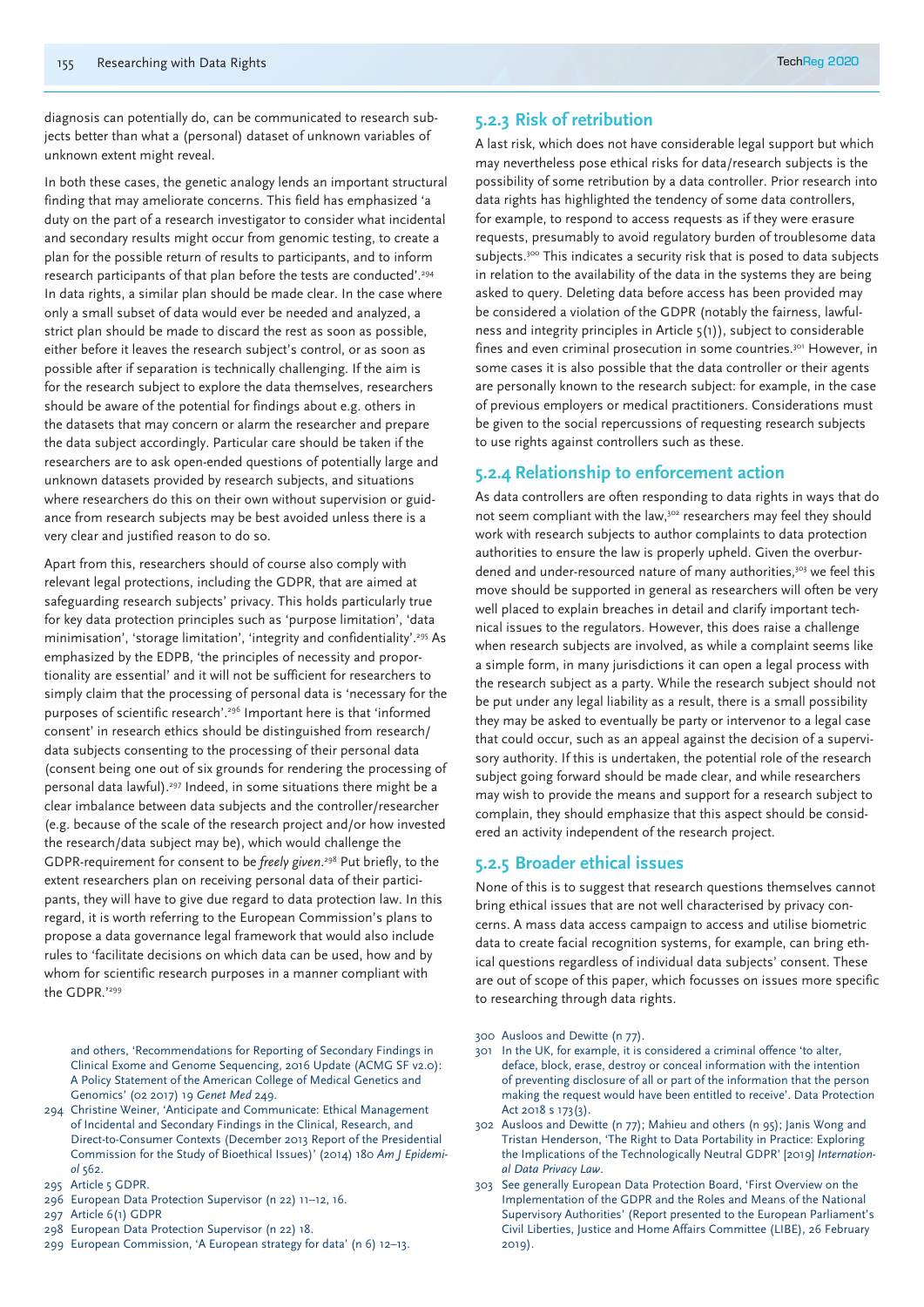diagnosis can potentially do, can be communicated to research subjects better than what a (personal) dataset of unknown variables of unknown extent might reveal.

In both these cases, the genetic analogy lends an important structural finding that may ameliorate concerns. This field has emphasized 'a duty on the part of a research investigator to consider what incidental and secondary results might occur from genomic testing, to create a plan for the possible return of results to participants, and to inform research participants of that plan before the tests are conducted'.[294] In data rights, a similar plan should be made clear. In the case where only a small subset of data would ever be needed and analyzed, a strict plan should be made to discard the rest as soon as possible, either before it leaves the research subject's control, or as soon as possible after if separation is technically challenging. If the aim is for the research subject to explore the data themselves, researchers should be aware of the potential for findings about e.g. others in the datasets that may concern or alarm the researcher and prepare the data subject accordingly. Particular care should be taken if the researchers are to ask open-ended questions of potentially large and unknown datasets provided by research subjects, and situations where researchers do this on their own without supervision or guidance from research subjects may be best avoided unless there is a very clear and justified reason to do so.

Apart from this, researchers should of course also comply with relevant legal protections, including the GDPR, that are aimed at safeguarding research subjects' privacy. This holds particularly true for key data protection principles such as 'purpose limitation', 'data minimisation', 'storage limitation', 'integrity and confidentiality'.[295] As emphasized by the EDPB, 'the principles of necessity and proportionality are essential' and it will not be sufficient for researchers to simply claim that the processing of personal data is 'necessary for the purposes of scientific research'.[296] Important here is that 'informed consent' in research ethics should be distinguished from research/data subjects consenting to the processing of their personal data (consent being one out of six grounds for rendering the processing of personal data lawful).[297] Indeed, in some situations there might be a clear imbalance between data subjects and the controller/researcher (e.g. because of the scale of the research project and/or how invested the research/data subject may be), which would challenge the GDPR-requirement for consent to be *freely given*.[298] Put briefly, to the extent researchers plan on receiving personal data of their participants, they will have to give due regard to data protection law. In this regard, it is worth referring to the European Commission's plans to propose a data governance legal framework that would also include rules to 'facilitate decisions on which data can be used, how and by whom for scientific research purposes in a manner compliant with the GDPR.'[299]

### 5.2.3 Risk of retribution

A last risk, which does not have considerable legal support but which may nevertheless pose ethical risks for data/research subjects is the possibility of some retribution by a data controller. Prior research into data rights has highlighted the tendency of some data controllers, for example, to respond to access requests as if they were erasure requests, presumably to avoid regulatory burden of troublesome data subjects.[300] This indicates a security risk that is posed to data subjects in relation to the availability of the data in the systems they are being asked to query. Deleting data before access has been provided may be considered a violation of the GDPR (notably the fairness, lawfulness and integrity principles in Article 5(1)), subject to considerable fines and even criminal prosecution in some countries.[301] However, in some cases it is also possible that the data controller or their agents are personally known to the research subject: for example, in the case of previous employers or medical practitioners. Considerations must be given to the social repercussions of requesting research subjects to use rights against controllers such as these.

### 5.2.4 Relationship to enforcement action

As data controllers are often responding to data rights in ways that do not seem compliant with the law,[302] researchers may feel they should work with research subjects to author complaints to data protection authorities to ensure the law is properly upheld. Given the overburdened and under-resourced nature of many authorities,[303] we feel this move should be supported in general as researchers will often be very well placed to explain breaches in detail and clarify important technical issues to the regulators. However, this does raise a challenge when research subjects are involved, as while a complaint seems like a simple form, in many jurisdictions it can open a legal process with the research subject as a party. While the research subject should not be put under any legal liability as a result, there is a small possibility they may be asked to eventually be party or intervenor to a legal case that could occur, such as an appeal against the decision of a supervisory authority. If this is undertaken, the potential role of the research subject going forward should be made clear, and while researchers may wish to provide the means and support for a research subject to complain, they should emphasize that this aspect should be considered an activity independent of the research project.

### 5.2.5 Broader ethical issues

None of this is to suggest that research questions themselves cannot bring ethical issues that are not well characterised by privacy concerns. A mass data access campaign to access and utilise biometric data to create facial recognition systems, for example, can bring ethical questions regardless of individual data subjects' consent. These are out of scope of this paper, which focusses on issues more specific to researching through data rights.

and others, 'Recommendations for Reporting of Secondary Findings in Clinical Exome and Genome Sequencing, 2016 Update (ACMG SF v2.0): A Policy Statement of the American College of Medical Genetics and Genomics' (02 2017) 19 *Genet Med* 249.

294 Christine Weiner, 'Anticipate and Communicate: Ethical Management of Incidental and Secondary Findings in the Clinical, Research, and Direct-to-Consumer Contexts (December 2013 Report of the Presidential Commission for the Study of Bioethical Issues)' (2014) 180 *Am J Epidemiol* 562.

295 Article 5 GDPR.

296 European Data Protection Supervisor (n 22) 11–12, 16.

297 Article 6(1) GDPR

298 European Data Protection Supervisor (n 22) 18.

299 European Commission, 'A European strategy for data' (n 6) 12–13.

300 Ausloos and Dewitte (n 77).

301 In the UK, for example, it is considered a criminal offence 'to alter, deface, block, erase, destroy or conceal information with the intention of preventing disclosure of all or part of the information that the person making the request would have been entitled to receive'. Data Protection Act 2018 s 173(3).

302 Ausloos and Dewitte (n 77); Mahieu and others (n 95); Janis Wong and Tristan Henderson, 'The Right to Data Portability in Practice: Exploring the Implications of the Technologically Neutral GDPR' [2019] *International Data Privacy Law*.

303 See generally European Data Protection Board, 'First Overview on the Implementation of the GDPR and the Roles and Means of the National Supervisory Authorities' (Report presented to the European Parliament's Civil Liberties, Justice and Home Affairs Committee (LIBE), 26 February 2019).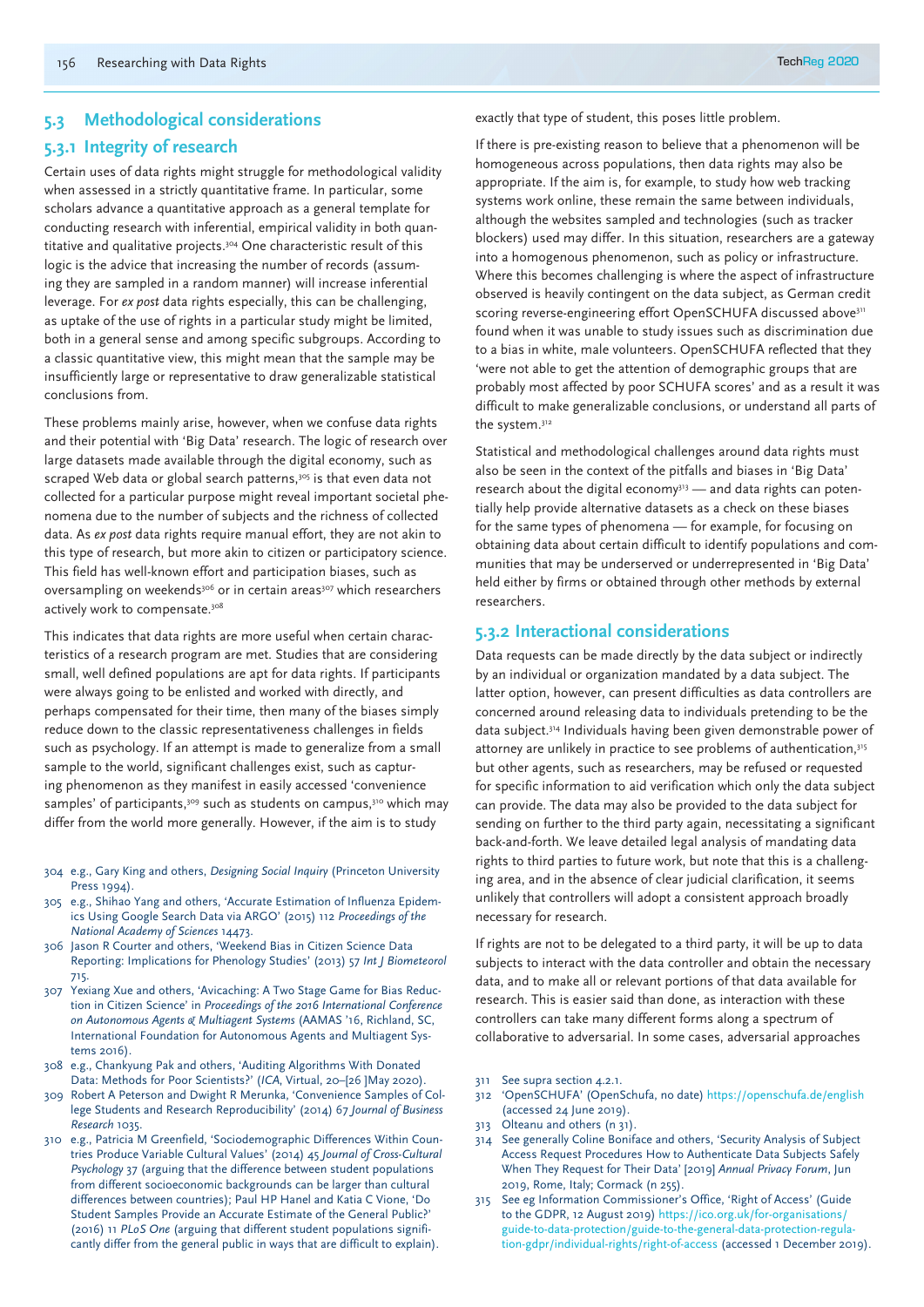## 5.3 Methodological considerations

### 5.3.1 Integrity of research

Certain uses of data rights might struggle for methodological validity when assessed in a strictly quantitative frame. In particular, some scholars advance a quantitative approach as a general template for conducting research with inferential, empirical validity in both quantitative and qualitative projects.[304] One characteristic result of this logic is the advice that increasing the number of records (assuming they are sampled in a random manner) will increase inferential leverage. For *ex post* data rights especially, this can be challenging, as uptake of the use of rights in a particular study might be limited, both in a general sense and among specific subgroups. According to a classic quantitative view, this might mean that the sample may be insufficiently large or representative to draw generalizable statistical conclusions from.

These problems mainly arise, however, when we confuse data rights and their potential with 'Big Data' research. The logic of research over large datasets made available through the digital economy, such as scraped Web data or global search patterns,[305] is that even data not collected for a particular purpose might reveal important societal phenomena due to the number of subjects and the richness of collected data. As *ex post* data rights require manual effort, they are not akin to this type of research, but more akin to citizen or participatory science. This field has well-known effort and participation biases, such as oversampling on weekends[306] or in certain areas[307] which researchers actively work to compensate.[308]

This indicates that data rights are more useful when certain characteristics of a research program are met. Studies that are considering small, well defined populations are apt for data rights. If participants were always going to be enlisted and worked with directly, and perhaps compensated for their time, then many of the biases simply reduce down to the classic representativeness challenges in fields such as psychology. If an attempt is made to generalize from a small sample to the world, significant challenges exist, such as capturing phenomenon as they manifest in easily accessed 'convenience samples' of participants,[309] such as students on campus,[310] which may differ from the world more generally. However, if the aim is to study exactly that type of student, this poses little problem.

If there is pre-existing reason to believe that a phenomenon will be homogeneous across populations, then data rights may also be appropriate. If the aim is, for example, to study how web tracking systems work online, these remain the same between individuals, although the websites sampled and technologies (such as tracker blockers) used may differ. In this situation, researchers are a gateway into a homogenous phenomenon, such as policy or infrastructure. Where this becomes challenging is where the aspect of infrastructure observed is heavily contingent on the data subject, as German credit scoring reverse-engineering effort OpenSCHUFA discussed above[311] found when it was unable to study issues such as discrimination due to a bias in white, male volunteers. OpenSCHUFA reflected that they 'were not able to get the attention of demographic groups that are probably most affected by poor SCHUFA scores' and as a result it was difficult to make generalizable conclusions, or understand all parts of the system.[312]

Statistical and methodological challenges around data rights must also be seen in the context of the pitfalls and biases in 'Big Data' research about the digital economy[313] — and data rights can potentially help provide alternative datasets as a check on these biases for the same types of phenomena — for example, for focusing on obtaining data about certain difficult to identify populations and communities that may be underserved or underrepresented in 'Big Data' held either by firms or obtained through other methods by external researchers.

### 5.3.2 Interactional considerations

Data requests can be made directly by the data subject or indirectly by an individual or organization mandated by a data subject. The latter option, however, can present difficulties as data controllers are concerned around releasing data to individuals pretending to be the data subject.[314] Individuals having been given demonstrable power of attorney are unlikely in practice to see problems of authentication,[315] but other agents, such as researchers, may be refused or requested for specific information to aid verification which only the data subject can provide. The data may also be provided to the data subject for sending on further to the third party again, necessitating a significant back-and-forth. We leave detailed legal analysis of mandating data rights to third parties to future work, but note that this is a challenging area, and in the absence of clear judicial clarification, it seems unlikely that controllers will adopt a consistent approach broadly necessary for research.

If rights are not to be delegated to a third party, it will be up to data subjects to interact with the data controller and obtain the necessary data, and to make all or relevant portions of that data available for research. This is easier said than done, as interaction with these controllers can take many different forms along a spectrum of collaborative to adversarial. In some cases, adversarial approaches

---

304 e.g., Gary King and others, *Designing Social Inquiry* (Princeton University Press 1994).

305 e.g., Shihao Yang and others, 'Accurate Estimation of Influenza Epidemics Using Google Search Data via ARGO' (2015) 112 *Proceedings of the National Academy of Sciences* 14473.

306 Jason R Courter and others, 'Weekend Bias in Citizen Science Data Reporting: Implications for Phenology Studies' (2013) 57 *Int J Biometeorol* 715.

307 Yexiang Xue and others, 'Avicaching: A Two Stage Game for Bias Reduction in Citizen Science' in *Proceedings of the 2016 International Conference on Autonomous Agents & Multiagent Systems* (AAMAS '16, Richland, SC, International Foundation for Autonomous Agents and Multiagent Systems 2016).

308 e.g., Chankyung Pak and others, 'Auditing Algorithms With Donated Data: Methods for Poor Scientists?' (*ICA*, Virtual, 20–[26 ]May 2020).

309 Robert A Peterson and Dwight R Merunka, 'Convenience Samples of College Students and Research Reproducibility' (2014) 67 *Journal of Business Research* 1035.

310 e.g., Patricia M Greenfield, 'Sociodemographic Differences Within Countries Produce Variable Cultural Values' (2014) 45 *Journal of Cross-Cultural Psychology* 37 (arguing that the difference between student populations from different socioeconomic backgrounds can be larger than cultural differences between countries); Paul HP Hanel and Katia C Vione, 'Do Student Samples Provide an Accurate Estimate of the General Public?' (2016) 11 *PLoS One* (arguing that different student populations significantly differ from the general public in ways that are difficult to explain).

311 See supra section 4.2.1.

312 'OpenSCHUFA' (OpenSchufa, no date) https://openschufa.de/english (accessed 24 June 2019).

313 Olteanu and others (n 31).

314 See generally Coline Boniface and others, 'Security Analysis of Subject Access Request Procedures How to Authenticate Data Subjects Safely When They Request for Their Data' [2019] *Annual Privacy Forum*, Jun 2019, Rome, Italy; Cormack (n 255).

315 See eg Information Commissioner's Office, 'Right of Access' (Guide to the GDPR, 12 August 2019) https://ico.org.uk/for-organisations/guide-to-data-protection/guide-to-the-general-data-protection-regulation-gdpr/individual-rights/right-of-access (accessed 1 December 2019).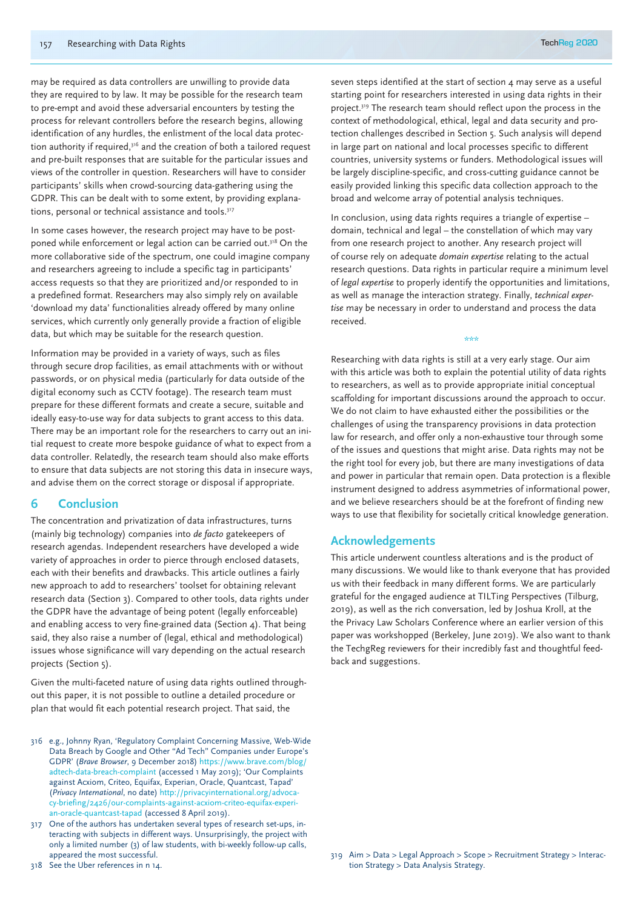may be required as data controllers are unwilling to provide data they are required to by law. It may be possible for the research team to pre-empt and avoid these adversarial encounters by testing the process for relevant controllers before the research begins, allowing identification of any hurdles, the enlistment of the local data protection authority if required,[316] and the creation of both a tailored request and pre-built responses that are suitable for the particular issues and views of the controller in question. Researchers will have to consider participants' skills when crowd-sourcing data-gathering using the GDPR. This can be dealt with to some extent, by providing explanations, personal or technical assistance and tools.[317]

In some cases however, the research project may have to be postponed while enforcement or legal action can be carried out.[318] On the more collaborative side of the spectrum, one could imagine company and researchers agreeing to include a specific tag in participants' access requests so that they are prioritized and/or responded to in a predefined format. Researchers may also simply rely on available 'download my data' functionalities already offered by many online services, which currently only generally provide a fraction of eligible data, but which may be suitable for the research question.

Information may be provided in a variety of ways, such as files through secure drop facilities, as email attachments with or without passwords, or on physical media (particularly for data outside of the digital economy such as CCTV footage). The research team must prepare for these different formats and create a secure, suitable and ideally easy-to-use way for data subjects to grant access to this data. There may be an important role for the researchers to carry out an initial request to create more bespoke guidance of what to expect from a data controller. Relatedly, the research team should also make efforts to ensure that data subjects are not storing this data in insecure ways, and advise them on the correct storage or disposal if appropriate.

## 6 Conclusion

The concentration and privatization of data infrastructures, turns (mainly big technology) companies into *de facto* gatekeepers of research agendas. Independent researchers have developed a wide variety of approaches in order to pierce through enclosed datasets, each with their benefits and drawbacks. This article outlines a fairly new approach to add to researchers' toolset for obtaining relevant research data (Section 3). Compared to other tools, data rights under the GDPR have the advantage of being potent (legally enforceable) and enabling access to very fine-grained data (Section 4). That being said, they also raise a number of (legal, ethical and methodological) issues whose significance will vary depending on the actual research projects (Section 5).

Given the multi-faceted nature of using data rights outlined throughout this paper, it is not possible to outline a detailed procedure or plan that would fit each potential research project. That said, the seven steps identified at the start of section 4 may serve as a useful starting point for researchers interested in using data rights in their project.[319] The research team should reflect upon the process in the context of methodological, ethical, legal and data security and protection challenges described in Section 5. Such analysis will depend in large part on national and local processes specific to different countries, university systems or funders. Methodological issues will be largely discipline-specific, and cross-cutting guidance cannot be easily provided linking this specific data collection approach to the broad and welcome array of potential analysis techniques.

In conclusion, using data rights requires a triangle of expertise – domain, technical and legal – the constellation of which may vary from one research project to another. Any research project will of course rely on adequate *domain expertise* relating to the actual research questions. Data rights in particular require a minimum level of *legal expertise* to properly identify the opportunities and limitations, as well as manage the interaction strategy. Finally, *technical expertise* may be necessary in order to understand and process the data received.

***

Researching with data rights is still at a very early stage. Our aim with this article was both to explain the potential utility of data rights to researchers, as well as to provide appropriate initial conceptual scaffolding for important discussions around the approach to occur. We do not claim to have exhausted either the possibilities or the challenges of using the transparency provisions in data protection law for research, and offer only a non-exhaustive tour through some of the issues and questions that might arise. Data rights may not be the right tool for every job, but there are many investigations of data and power in particular that remain open. Data protection is a flexible instrument designed to address asymmetries of informational power, and we believe researchers should be at the forefront of finding new ways to use that flexibility for societally critical knowledge generation.

## Acknowledgements

This article underwent countless alterations and is the product of many discussions. We would like to thank everyone that has provided us with their feedback in many different forms. We are particularly grateful for the engaged audience at TILTing Perspectives (Tilburg, 2019), as well as the rich conversation, led by Joshua Kroll, at the the Privacy Law Scholars Conference where an earlier version of this paper was workshopped (Berkeley, June 2019). We also want to thank the TechgReg reviewers for their incredibly fast and thoughtful feedback and suggestions.

---

316 e.g., Johnny Ryan, 'Regulatory Complaint Concerning Massive, Web-Wide Data Breach by Google and Other "Ad Tech" Companies under Europe's GDPR' (*Brave Browser*, 9 December 2018) https://www.brave.com/blog/adtech-data-breach-complaint (accessed 1 May 2019); 'Our Complaints against Acxiom, Criteo, Equifax, Experian, Oracle, Quantcast, Tapad' (*Privacy International*, no date) http://privacyinternational.org/advocacy-briefing/2426/our-complaints-against-acxiom-criteo-equifax-experian-oracle-quantcast-tapad (accessed 8 April 2019).

317 One of the authors has undertaken several types of research set-ups, interacting with subjects in different ways. Unsurprisingly, the project with only a limited number (3) of law students, with bi-weekly follow-up calls, appeared the most successful.

318 See the Uber references in n 14.

319 Aim > Data > Legal Approach > Scope > Recruitment Strategy > Interaction Strategy > Data Analysis Strategy.